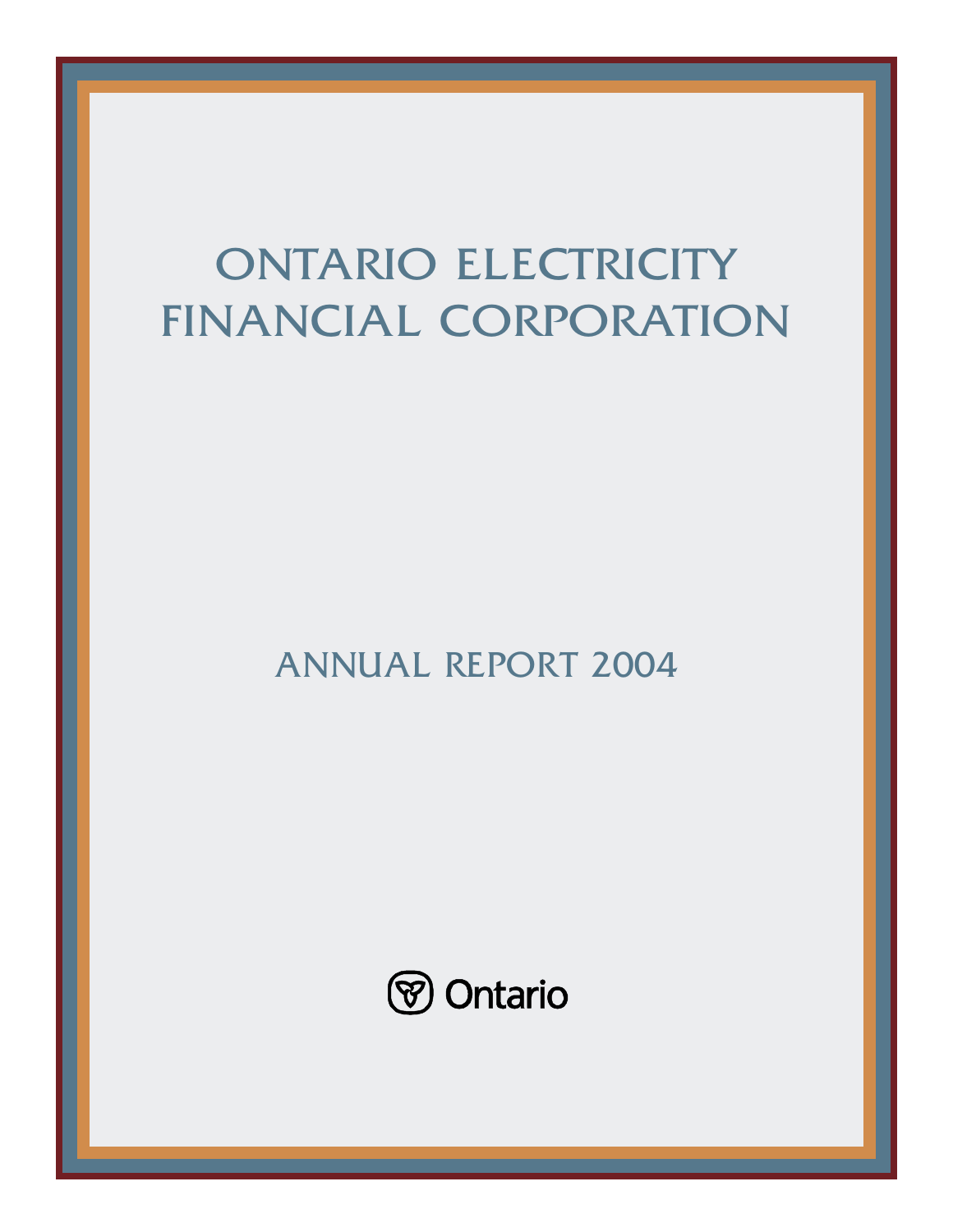# ONTARIO ELECTRICITY FINANCIAL CORPORATION

## ANNUAL REPORT 2004

Ontario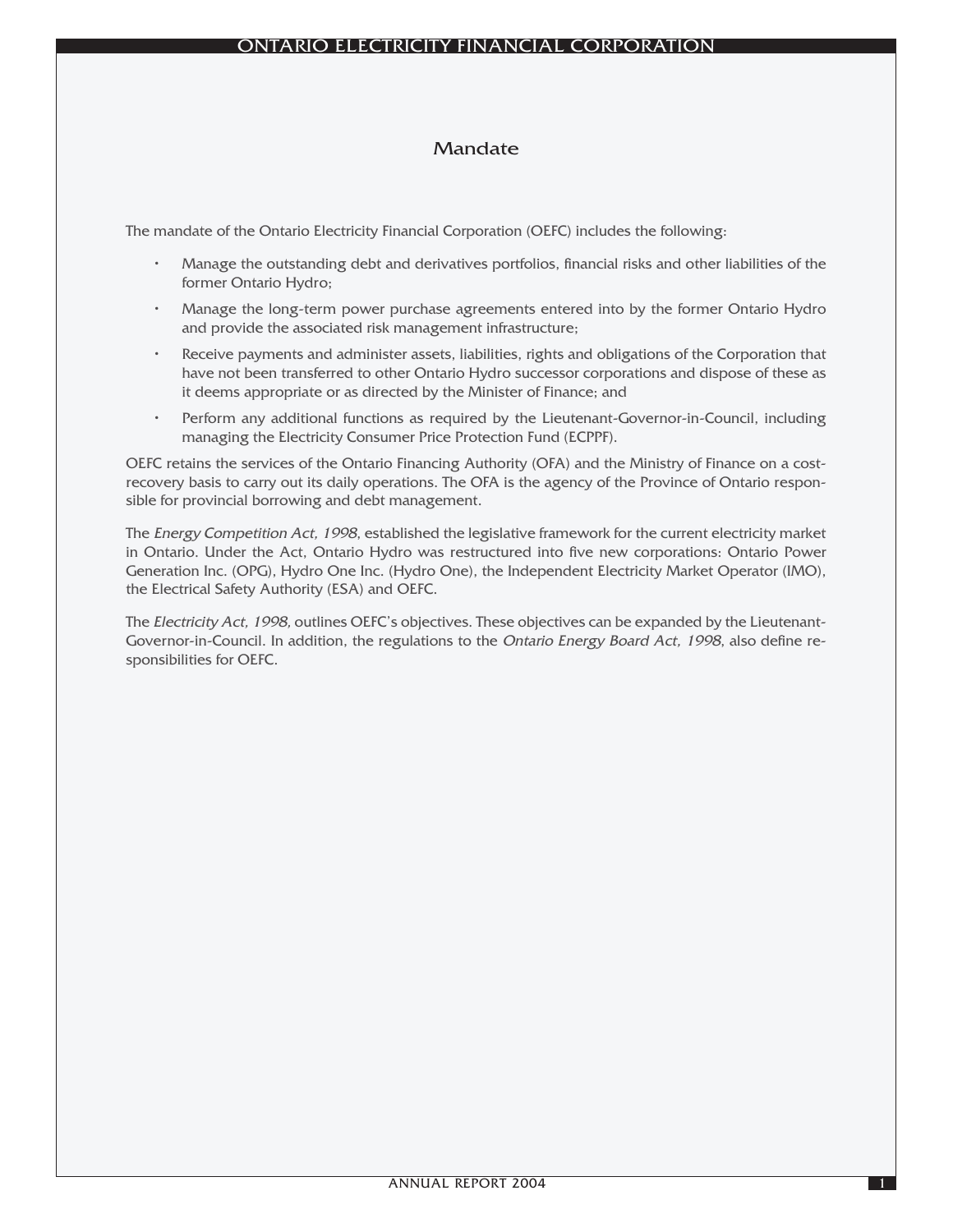# Mandate

The mandate of the Ontario Electricity Financial Corporation (OEFC) includes the following:

- Manage the outstanding debt and derivatives portfolios, financial risks and other liabilities of the former Ontario Hydro;
- Manage the long-term power purchase agreements entered into by the former Ontario Hydro and provide the associated risk management infrastructure;
- Receive payments and administer assets, liabilities, rights and obligations of the Corporation that have not been transferred to other Ontario Hydro successor corporations and dispose of these as it deems appropriate or as directed by the Minister of Finance; and
- Perform any additional functions as required by the Lieutenant-Governor-in-Council, including managing the Electricity Consumer Price Protection Fund (ECPPF).

OEFC retains the services of the Ontario Financing Authority (OFA) and the Ministry of Finance on a cost-recovery basis to carry out its daily operations. The OFA is the agency of the Province of Ontario responsible for provincial borrowing and debt management.

The *Energy Competition Act, 1998*, established the legislative framework for the current electricity market in Ontario. Under the Act, Ontario Hydro was restructured into five new corporations: Ontario Power Generation Inc. (OPG), Hydro One Inc. (Hydro One), the Independent Electricity Market Operator (IMO), the Electrical Safety Authority (ESA) and OEFC.

The *Electricity Act, 1998,* outlines OEFC's objectives. These objectives can be expanded by the Lieutenant-Governor-in-Council. In addition, the regulations to the *Ontario Energy Board Act, 1998*, also define responsibilities for OEFC.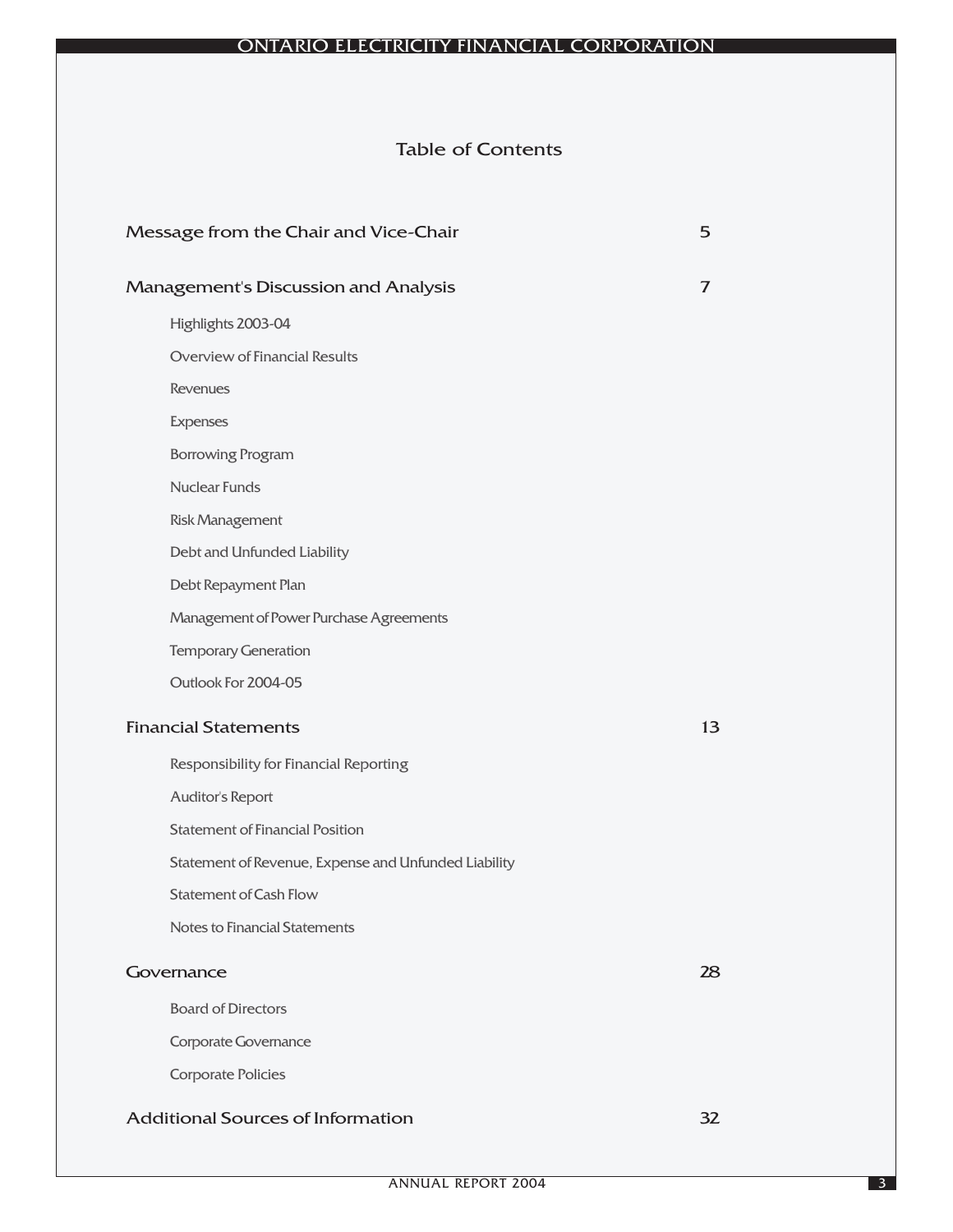# Table of Contents

| | |
|---|---|
| **Message from the Chair and Vice-Chair** | 5 |
| **Management's Discussion and Analysis** | 7 |
| Highlights 2003-04 | |
| Overview of Financial Results | |
| Revenues | |
| Expenses | |
| Borrowing Program | |
| Nuclear Funds | |
| Risk Management | |
| Debt and Unfunded Liability | |
| Debt Repayment Plan | |
| Management of Power Purchase Agreements | |
| Temporary Generation | |
| Outlook For 2004-05 | |
| **Financial Statements** | 13 |
| Responsibility for Financial Reporting | |
| Auditor's Report | |
| Statement of Financial Position | |
| Statement of Revenue, Expense and Unfunded Liability | |
| Statement of Cash Flow | |
| Notes to Financial Statements | |
| **Governance** | 28 |
| Board of Directors | |
| Corporate Governance | |
| Corporate Policies | |
| **Additional Sources of Information** | 32 |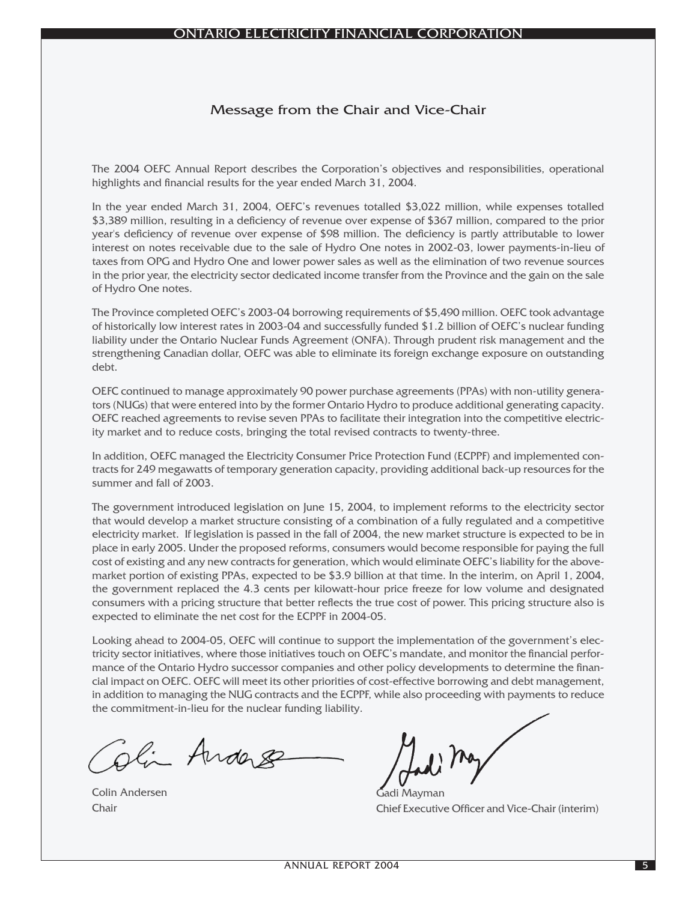## Message from the Chair and Vice-Chair

The 2004 OEFC Annual Report describes the Corporation's objectives and responsibilities, operational highlights and financial results for the year ended March 31, 2004.

In the year ended March 31, 2004, OEFC's revenues totalled $3,022 million, while expenses totalled $3,389 million, resulting in a deficiency of revenue over expense of $367 million, compared to the prior year's deficiency of revenue over expense of $98 million. The deficiency is partly attributable to lower interest on notes receivable due to the sale of Hydro One notes in 2002-03, lower payments-in-lieu of taxes from OPG and Hydro One and lower power sales as well as the elimination of two revenue sources in the prior year, the electricity sector dedicated income transfer from the Province and the gain on the sale of Hydro One notes.

The Province completed OEFC's 2003-04 borrowing requirements of $5,490 million. OEFC took advantage of historically low interest rates in 2003-04 and successfully funded $1.2 billion of OEFC's nuclear funding liability under the Ontario Nuclear Funds Agreement (ONFA). Through prudent risk management and the strengthening Canadian dollar, OEFC was able to eliminate its foreign exchange exposure on outstanding debt.

OEFC continued to manage approximately 90 power purchase agreements (PPAs) with non-utility generators (NUGs) that were entered into by the former Ontario Hydro to produce additional generating capacity. OEFC reached agreements to revise seven PPAs to facilitate their integration into the competitive electricity market and to reduce costs, bringing the total revised contracts to twenty-three.

In addition, OEFC managed the Electricity Consumer Price Protection Fund (ECPPF) and implemented contracts for 249 megawatts of temporary generation capacity, providing additional back-up resources for the summer and fall of 2003.

The government introduced legislation on June 15, 2004, to implement reforms to the electricity sector that would develop a market structure consisting of a combination of a fully regulated and a competitive electricity market. If legislation is passed in the fall of 2004, the new market structure is expected to be in place in early 2005. Under the proposed reforms, consumers would become responsible for paying the full cost of existing and any new contracts for generation, which would eliminate OEFC's liability for the above-market portion of existing PPAs, expected to be $3.9 billion at that time. In the interim, on April 1, 2004, the government replaced the 4.3 cents per kilowatt-hour price freeze for low volume and designated consumers with a pricing structure that better reflects the true cost of power. This pricing structure also is expected to eliminate the net cost for the ECPPF in 2004-05.

Looking ahead to 2004-05, OEFC will continue to support the implementation of the government's electricity sector initiatives, where those initiatives touch on OEFC's mandate, and monitor the financial performance of the Ontario Hydro successor companies and other policy developments to determine the financial impact on OEFC. OEFC will meet its other priorities of cost-effective borrowing and debt management, in addition to managing the NUG contracts and the ECPPF, while also proceeding with payments to reduce the commitment-in-lieu for the nuclear funding liability.

Colin Andersen
Chair

Gadi Mayman
Chief Executive Officer and Vice-Chair (interim)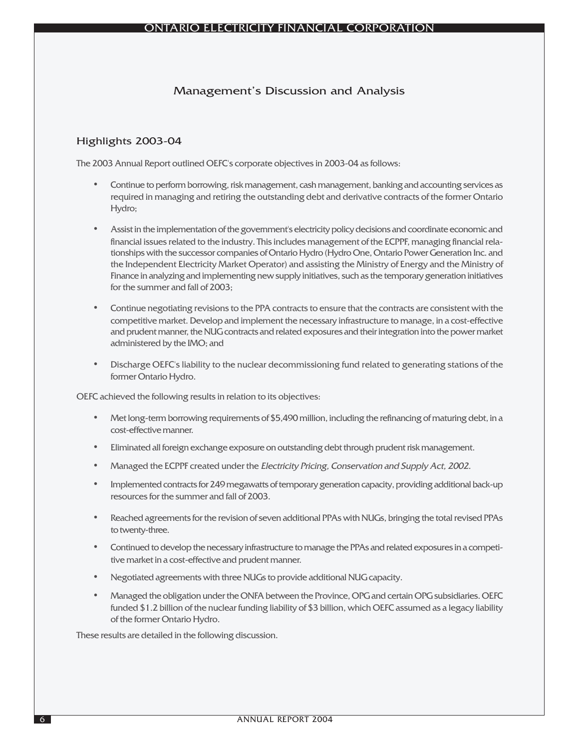# Management's Discussion and Analysis

## Highlights 2003-04

The 2003 Annual Report outlined OEFC's corporate objectives in 2003-04 as follows:

- Continue to perform borrowing, risk management, cash management, banking and accounting services as required in managing and retiring the outstanding debt and derivative contracts of the former Ontario Hydro;
- Assist in the implementation of the government's electricity policy decisions and coordinate economic and financial issues related to the industry. This includes management of the ECPPF, managing financial relationships with the successor companies of Ontario Hydro (Hydro One, Ontario Power Generation Inc. and the Independent Electricity Market Operator) and assisting the Ministry of Energy and the Ministry of Finance in analyzing and implementing new supply initiatives, such as the temporary generation initiatives for the summer and fall of 2003;
- Continue negotiating revisions to the PPA contracts to ensure that the contracts are consistent with the competitive market. Develop and implement the necessary infrastructure to manage, in a cost-effective and prudent manner, the NUG contracts and related exposures and their integration into the power market administered by the IMO; and
- Discharge OEFC's liability to the nuclear decommissioning fund related to generating stations of the former Ontario Hydro.

OEFC achieved the following results in relation to its objectives:

- Met long-term borrowing requirements of $5,490 million, including the refinancing of maturing debt, in a cost-effective manner.
- Eliminated all foreign exchange exposure on outstanding debt through prudent risk management.
- Managed the ECPPF created under the *Electricity Pricing, Conservation and Supply Act, 2002.*
- Implemented contracts for 249 megawatts of temporary generation capacity, providing additional back-up resources for the summer and fall of 2003.
- Reached agreements for the revision of seven additional PPAs with NUGs, bringing the total revised PPAs to twenty-three.
- Continued to develop the necessary infrastructure to manage the PPAs and related exposures in a competitive market in a cost-effective and prudent manner.
- Negotiated agreements with three NUGs to provide additional NUG capacity.
- Managed the obligation under the ONFA between the Province, OPG and certain OPG subsidiaries. OEFC funded $1.2 billion of the nuclear funding liability of $3 billion, which OEFC assumed as a legacy liability of the former Ontario Hydro.

These results are detailed in the following discussion.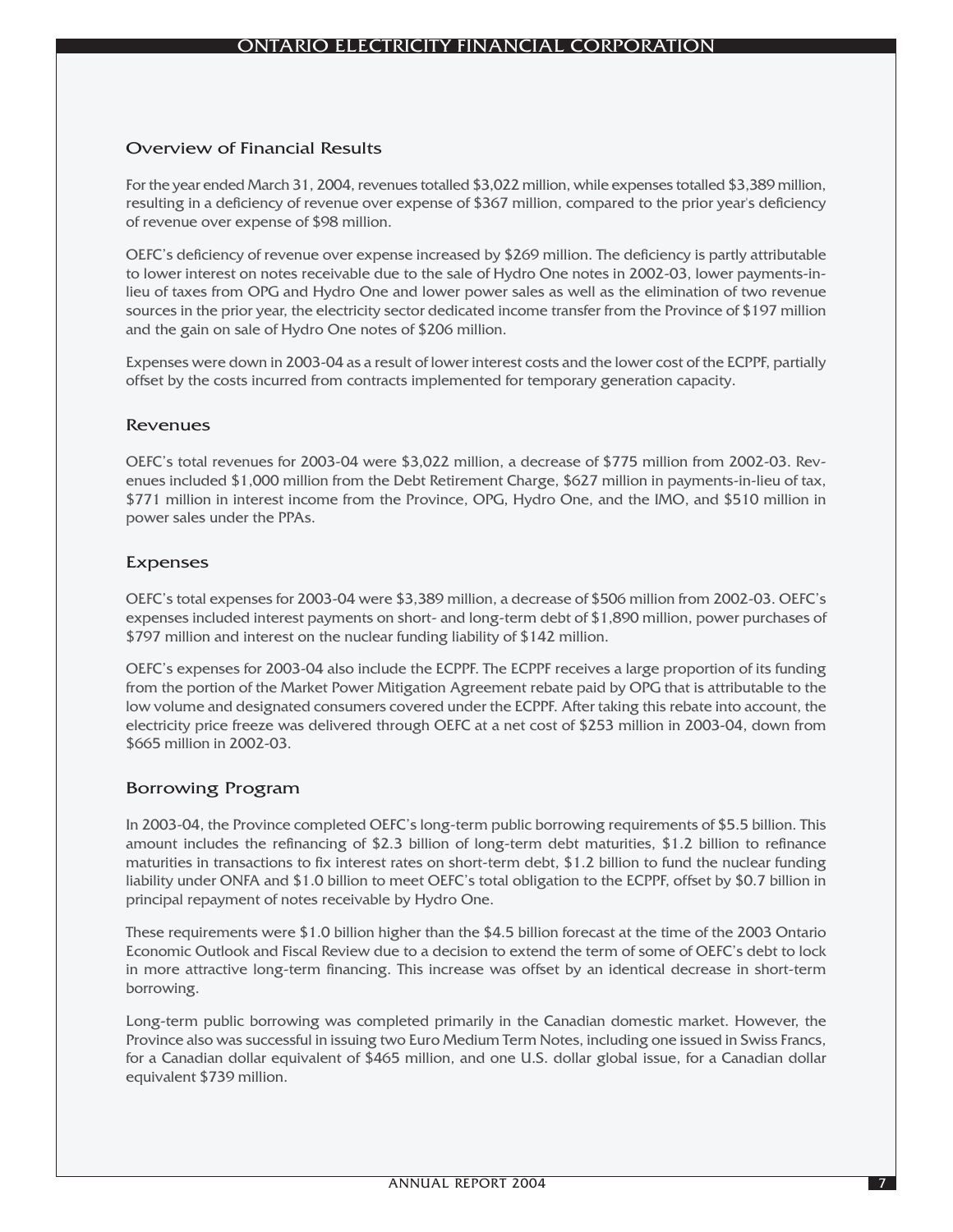## Overview of Financial Results

For the year ended March 31, 2004, revenues totalled $3,022 million, while expenses totalled $3,389 million, resulting in a deficiency of revenue over expense of $367 million, compared to the prior year's deficiency of revenue over expense of $98 million.

OEFC's deficiency of revenue over expense increased by $269 million. The deficiency is partly attributable to lower interest on notes receivable due to the sale of Hydro One notes in 2002-03, lower payments-in-lieu of taxes from OPG and Hydro One and lower power sales as well as the elimination of two revenue sources in the prior year, the electricity sector dedicated income transfer from the Province of $197 million and the gain on sale of Hydro One notes of $206 million.

Expenses were down in 2003-04 as a result of lower interest costs and the lower cost of the ECPPF, partially offset by the costs incurred from contracts implemented for temporary generation capacity.

## Revenues

OEFC's total revenues for 2003-04 were $3,022 million, a decrease of $775 million from 2002-03. Revenues included $1,000 million from the Debt Retirement Charge, $627 million in payments-in-lieu of tax, $771 million in interest income from the Province, OPG, Hydro One, and the IMO, and $510 million in power sales under the PPAs.

## Expenses

OEFC's total expenses for 2003-04 were $3,389 million, a decrease of $506 million from 2002-03. OEFC's expenses included interest payments on short- and long-term debt of $1,890 million, power purchases of $797 million and interest on the nuclear funding liability of $142 million.

OEFC's expenses for 2003-04 also include the ECPPF. The ECPPF receives a large proportion of its funding from the portion of the Market Power Mitigation Agreement rebate paid by OPG that is attributable to the low volume and designated consumers covered under the ECPPF. After taking this rebate into account, the electricity price freeze was delivered through OEFC at a net cost of $253 million in 2003-04, down from $665 million in 2002-03.

## Borrowing Program

In 2003-04, the Province completed OEFC's long-term public borrowing requirements of $5.5 billion. This amount includes the refinancing of $2.3 billion of long-term debt maturities, $1.2 billion to refinance maturities in transactions to fix interest rates on short-term debt, $1.2 billion to fund the nuclear funding liability under ONFA and $1.0 billion to meet OEFC's total obligation to the ECPPF, offset by $0.7 billion in principal repayment of notes receivable by Hydro One.

These requirements were $1.0 billion higher than the $4.5 billion forecast at the time of the 2003 Ontario Economic Outlook and Fiscal Review due to a decision to extend the term of some of OEFC's debt to lock in more attractive long-term financing. This increase was offset by an identical decrease in short-term borrowing.

Long-term public borrowing was completed primarily in the Canadian domestic market. However, the Province also was successful in issuing two Euro Medium Term Notes, including one issued in Swiss Francs, for a Canadian dollar equivalent of $465 million, and one U.S. dollar global issue, for a Canadian dollar equivalent $739 million.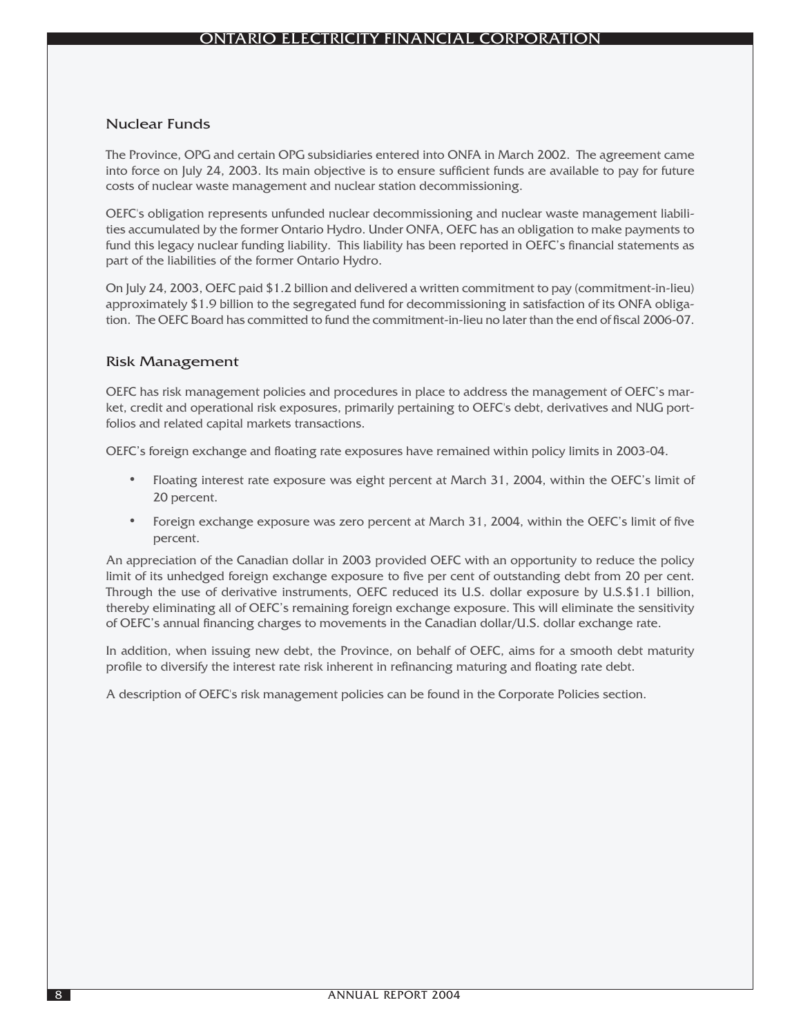## Nuclear Funds

The Province, OPG and certain OPG subsidiaries entered into ONFA in March 2002. The agreement came into force on July 24, 2003. Its main objective is to ensure sufficient funds are available to pay for future costs of nuclear waste management and nuclear station decommissioning.

OEFC's obligation represents unfunded nuclear decommissioning and nuclear waste management liabilities accumulated by the former Ontario Hydro. Under ONFA, OEFC has an obligation to make payments to fund this legacy nuclear funding liability. This liability has been reported in OEFC's financial statements as part of the liabilities of the former Ontario Hydro.

On July 24, 2003, OEFC paid $1.2 billion and delivered a written commitment to pay (commitment-in-lieu) approximately $1.9 billion to the segregated fund for decommissioning in satisfaction of its ONFA obligation. The OEFC Board has committed to fund the commitment-in-lieu no later than the end of fiscal 2006-07.

## Risk Management

OEFC has risk management policies and procedures in place to address the management of OEFC's market, credit and operational risk exposures, primarily pertaining to OEFC's debt, derivatives and NUG portfolios and related capital markets transactions.

OEFC's foreign exchange and floating rate exposures have remained within policy limits in 2003-04.

- Floating interest rate exposure was eight percent at March 31, 2004, within the OEFC's limit of 20 percent.
- Foreign exchange exposure was zero percent at March 31, 2004, within the OEFC's limit of five percent.

An appreciation of the Canadian dollar in 2003 provided OEFC with an opportunity to reduce the policy limit of its unhedged foreign exchange exposure to five per cent of outstanding debt from 20 per cent. Through the use of derivative instruments, OEFC reduced its U.S. dollar exposure by U.S.$1.1 billion, thereby eliminating all of OEFC's remaining foreign exchange exposure. This will eliminate the sensitivity of OEFC's annual financing charges to movements in the Canadian dollar/U.S. dollar exchange rate.

In addition, when issuing new debt, the Province, on behalf of OEFC, aims for a smooth debt maturity profile to diversify the interest rate risk inherent in refinancing maturing and floating rate debt.

A description of OEFC's risk management policies can be found in the Corporate Policies section.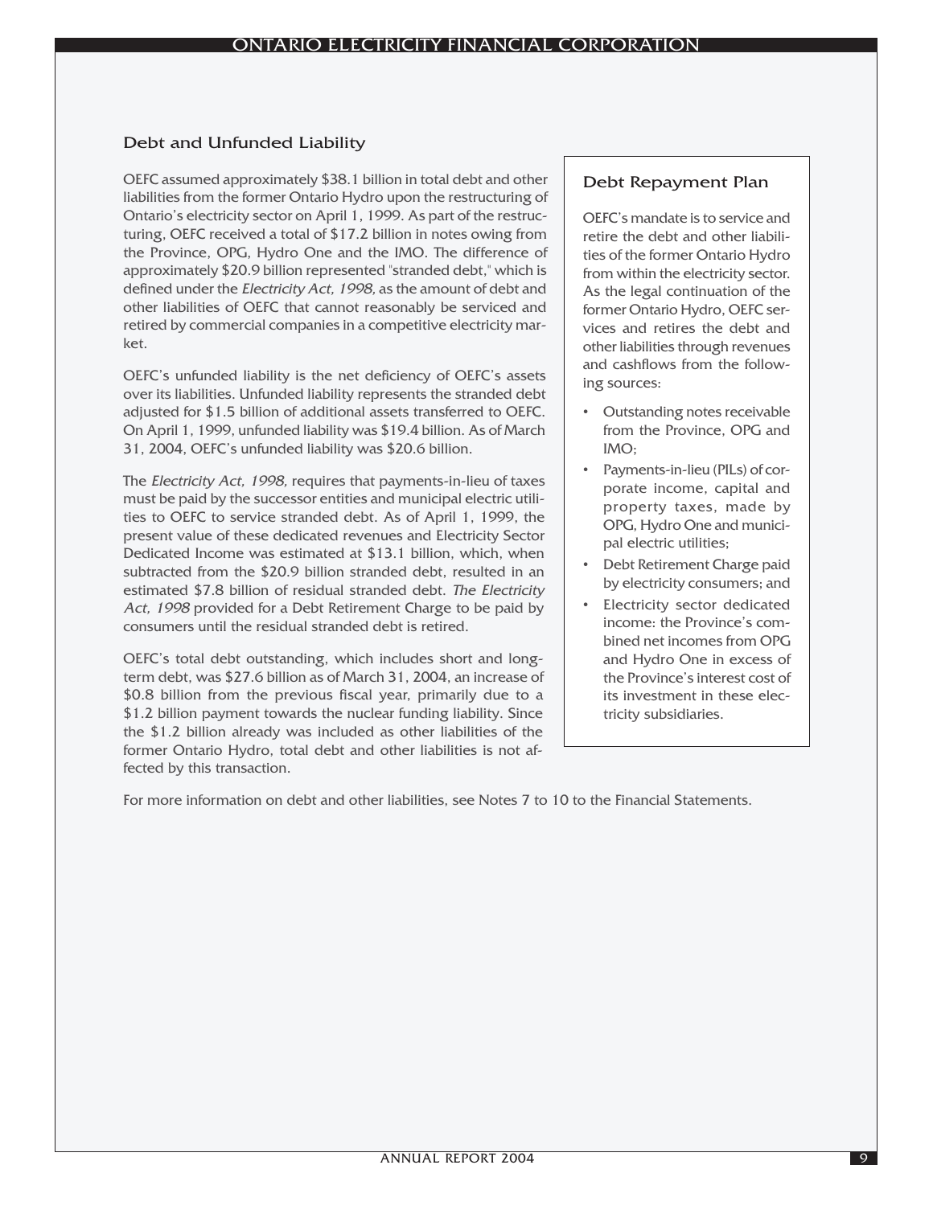## Debt and Unfunded Liability

OEFC assumed approximately $38.1 billion in total debt and other liabilities from the former Ontario Hydro upon the restructuring of Ontario's electricity sector on April 1, 1999. As part of the restructuring, OEFC received a total of $17.2 billion in notes owing from the Province, OPG, Hydro One and the IMO. The difference of approximately $20.9 billion represented "stranded debt," which is defined under the *Electricity Act, 1998,* as the amount of debt and other liabilities of OEFC that cannot reasonably be serviced and retired by commercial companies in a competitive electricity market.

OEFC's unfunded liability is the net deficiency of OEFC's assets over its liabilities. Unfunded liability represents the stranded debt adjusted for $1.5 billion of additional assets transferred to OEFC. On April 1, 1999, unfunded liability was $19.4 billion. As of March 31, 2004, OEFC's unfunded liability was $20.6 billion.

The *Electricity Act, 1998,* requires that payments-in-lieu of taxes must be paid by the successor entities and municipal electric utilities to OEFC to service stranded debt. As of April 1, 1999, the present value of these dedicated revenues and Electricity Sector Dedicated Income was estimated at $13.1 billion, which, when subtracted from the $20.9 billion stranded debt, resulted in an estimated $7.8 billion of residual stranded debt. *The Electricity Act, 1998* provided for a Debt Retirement Charge to be paid by consumers until the residual stranded debt is retired.

OEFC's total debt outstanding, which includes short and long-term debt, was $27.6 billion as of March 31, 2004, an increase of $0.8 billion from the previous fiscal year, primarily due to a $1.2 billion payment towards the nuclear funding liability. Since the $1.2 billion already was included as other liabilities of the former Ontario Hydro, total debt and other liabilities is not affected by this transaction.

### Debt Repayment Plan

OEFC's mandate is to service and retire the debt and other liabilities of the former Ontario Hydro from within the electricity sector. As the legal continuation of the former Ontario Hydro, OEFC services and retires the debt and other liabilities through revenues and cashflows from the following sources:

- Outstanding notes receivable from the Province, OPG and IMO;
- Payments-in-lieu (PILs) of corporate income, capital and property taxes, made by OPG, Hydro One and municipal electric utilities;
- Debt Retirement Charge paid by electricity consumers; and
- Electricity sector dedicated income: the Province's combined net incomes from OPG and Hydro One in excess of the Province's interest cost of its investment in these electricity subsidiaries.

For more information on debt and other liabilities, see Notes 7 to 10 to the Financial Statements.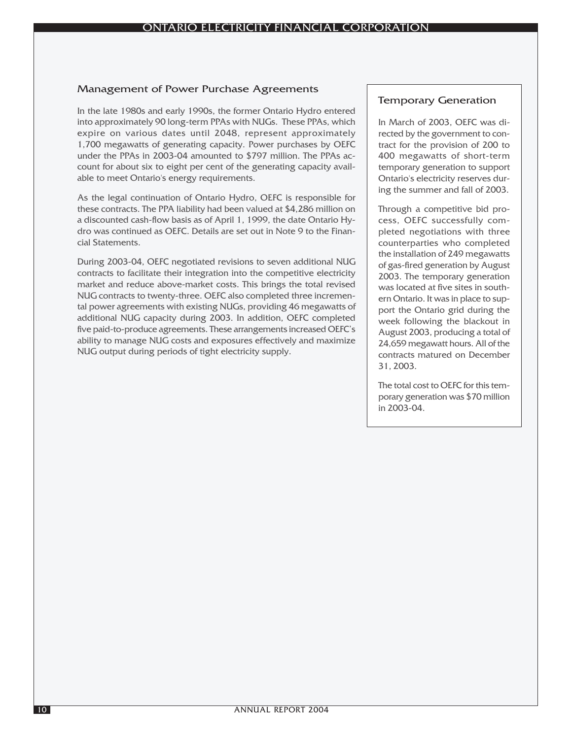## Management of Power Purchase Agreements

In the late 1980s and early 1990s, the former Ontario Hydro entered into approximately 90 long-term PPAs with NUGs. These PPAs, which expire on various dates until 2048, represent approximately 1,700 megawatts of generating capacity. Power purchases by OEFC under the PPAs in 2003-04 amounted to $797 million. The PPAs account for about six to eight per cent of the generating capacity available to meet Ontario's energy requirements.

As the legal continuation of Ontario Hydro, OEFC is responsible for these contracts. The PPA liability had been valued at $4,286 million on a discounted cash-flow basis as of April 1, 1999, the date Ontario Hydro was continued as OEFC. Details are set out in Note 9 to the Financial Statements.

During 2003-04, OEFC negotiated revisions to seven additional NUG contracts to facilitate their integration into the competitive electricity market and reduce above-market costs. This brings the total revised NUG contracts to twenty-three. OEFC also completed three incremental power agreements with existing NUGs, providing 46 megawatts of additional NUG capacity during 2003. In addition, OEFC completed five paid-to-produce agreements. These arrangements increased OEFC's ability to manage NUG costs and exposures effectively and maximize NUG output during periods of tight electricity supply.

## Temporary Generation

In March of 2003, OEFC was directed by the government to contract for the provision of 200 to 400 megawatts of short-term temporary generation to support Ontario's electricity reserves during the summer and fall of 2003.

Through a competitive bid process, OEFC successfully completed negotiations with three counterparties who completed the installation of 249 megawatts of gas-fired generation by August 2003. The temporary generation was located at five sites in southern Ontario. It was in place to support the Ontario grid during the week following the blackout in August 2003, producing a total of 24,659 megawatt hours. All of the contracts matured on December 31, 2003.

The total cost to OEFC for this temporary generation was $70 million in 2003-04.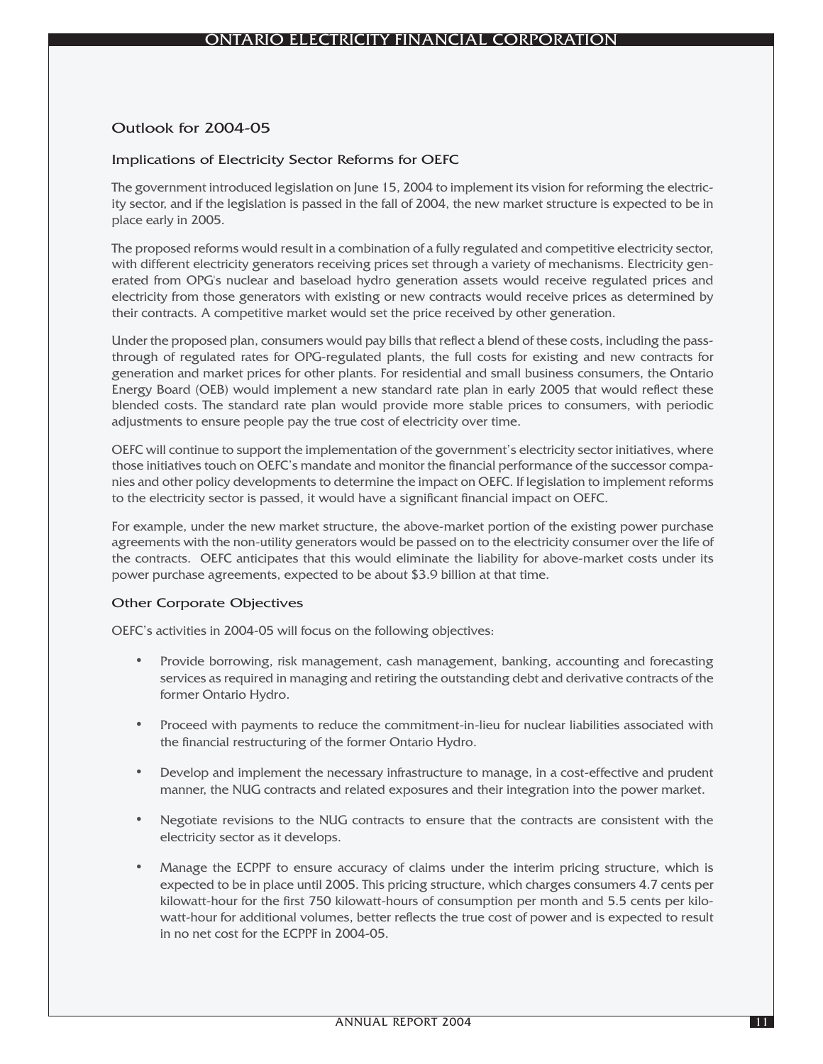## Outlook for 2004-05

### Implications of Electricity Sector Reforms for OEFC

The government introduced legislation on June 15, 2004 to implement its vision for reforming the electricity sector, and if the legislation is passed in the fall of 2004, the new market structure is expected to be in place early in 2005.

The proposed reforms would result in a combination of a fully regulated and competitive electricity sector, with different electricity generators receiving prices set through a variety of mechanisms. Electricity generated from OPG's nuclear and baseload hydro generation assets would receive regulated prices and electricity from those generators with existing or new contracts would receive prices as determined by their contracts. A competitive market would set the price received by other generation.

Under the proposed plan, consumers would pay bills that reflect a blend of these costs, including the pass-through of regulated rates for OPG-regulated plants, the full costs for existing and new contracts for generation and market prices for other plants. For residential and small business consumers, the Ontario Energy Board (OEB) would implement a new standard rate plan in early 2005 that would reflect these blended costs. The standard rate plan would provide more stable prices to consumers, with periodic adjustments to ensure people pay the true cost of electricity over time.

OEFC will continue to support the implementation of the government's electricity sector initiatives, where those initiatives touch on OEFC's mandate and monitor the financial performance of the successor companies and other policy developments to determine the impact on OEFC. If legislation to implement reforms to the electricity sector is passed, it would have a significant financial impact on OEFC.

For example, under the new market structure, the above-market portion of the existing power purchase agreements with the non-utility generators would be passed on to the electricity consumer over the life of the contracts. OEFC anticipates that this would eliminate the liability for above-market costs under its power purchase agreements, expected to be about $3.9 billion at that time.

### Other Corporate Objectives

OEFC's activities in 2004-05 will focus on the following objectives:

- Provide borrowing, risk management, cash management, banking, accounting and forecasting services as required in managing and retiring the outstanding debt and derivative contracts of the former Ontario Hydro.
- Proceed with payments to reduce the commitment-in-lieu for nuclear liabilities associated with the financial restructuring of the former Ontario Hydro.
- Develop and implement the necessary infrastructure to manage, in a cost-effective and prudent manner, the NUG contracts and related exposures and their integration into the power market.
- Negotiate revisions to the NUG contracts to ensure that the contracts are consistent with the electricity sector as it develops.
- Manage the ECPPF to ensure accuracy of claims under the interim pricing structure, which is expected to be in place until 2005. This pricing structure, which charges consumers 4.7 cents per kilowatt-hour for the first 750 kilowatt-hours of consumption per month and 5.5 cents per kilowatt-hour for additional volumes, better reflects the true cost of power and is expected to result in no net cost for the ECPPF in 2004-05.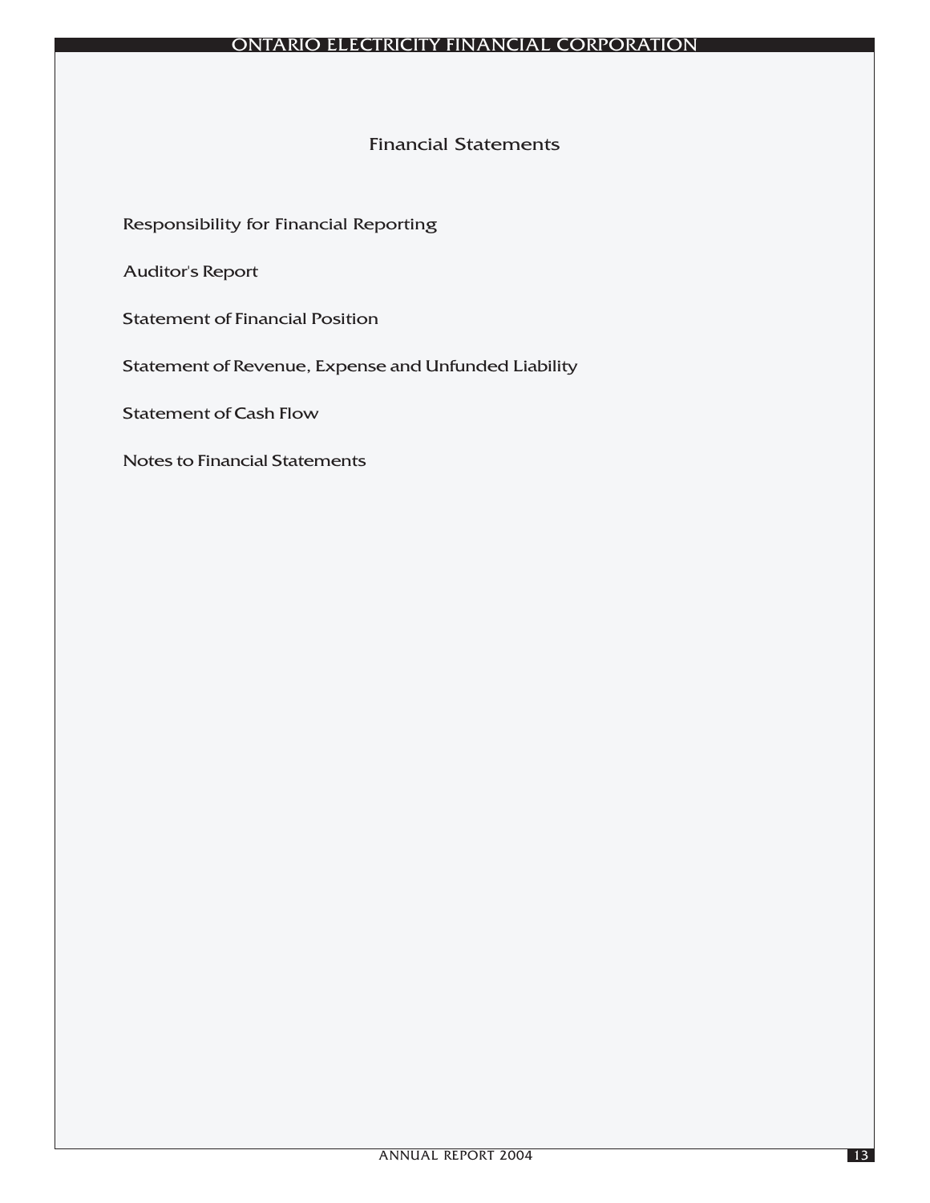# Financial Statements

Responsibility for Financial Reporting

Auditor's Report

Statement of Financial Position

Statement of Revenue, Expense and Unfunded Liability

Statement of Cash Flow

Notes to Financial Statements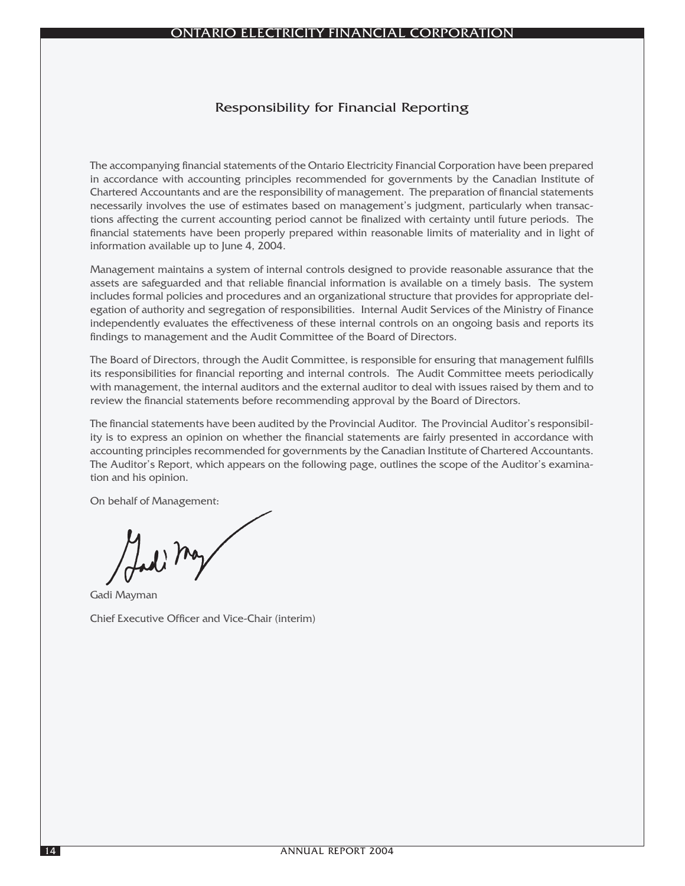# Responsibility for Financial Reporting

The accompanying financial statements of the Ontario Electricity Financial Corporation have been prepared in accordance with accounting principles recommended for governments by the Canadian Institute of Chartered Accountants and are the responsibility of management. The preparation of financial statements necessarily involves the use of estimates based on management's judgment, particularly when transactions affecting the current accounting period cannot be finalized with certainty until future periods. The financial statements have been properly prepared within reasonable limits of materiality and in light of information available up to June 4, 2004.

Management maintains a system of internal controls designed to provide reasonable assurance that the assets are safeguarded and that reliable financial information is available on a timely basis. The system includes formal policies and procedures and an organizational structure that provides for appropriate delegation of authority and segregation of responsibilities. Internal Audit Services of the Ministry of Finance independently evaluates the effectiveness of these internal controls on an ongoing basis and reports its findings to management and the Audit Committee of the Board of Directors.

The Board of Directors, through the Audit Committee, is responsible for ensuring that management fulfills its responsibilities for financial reporting and internal controls. The Audit Committee meets periodically with management, the internal auditors and the external auditor to deal with issues raised by them and to review the financial statements before recommending approval by the Board of Directors.

The financial statements have been audited by the Provincial Auditor. The Provincial Auditor's responsibility is to express an opinion on whether the financial statements are fairly presented in accordance with accounting principles recommended for governments by the Canadian Institute of Chartered Accountants. The Auditor's Report, which appears on the following page, outlines the scope of the Auditor's examination and his opinion.

On behalf of Management:

Gadi Mayman

Chief Executive Officer and Vice-Chair (interim)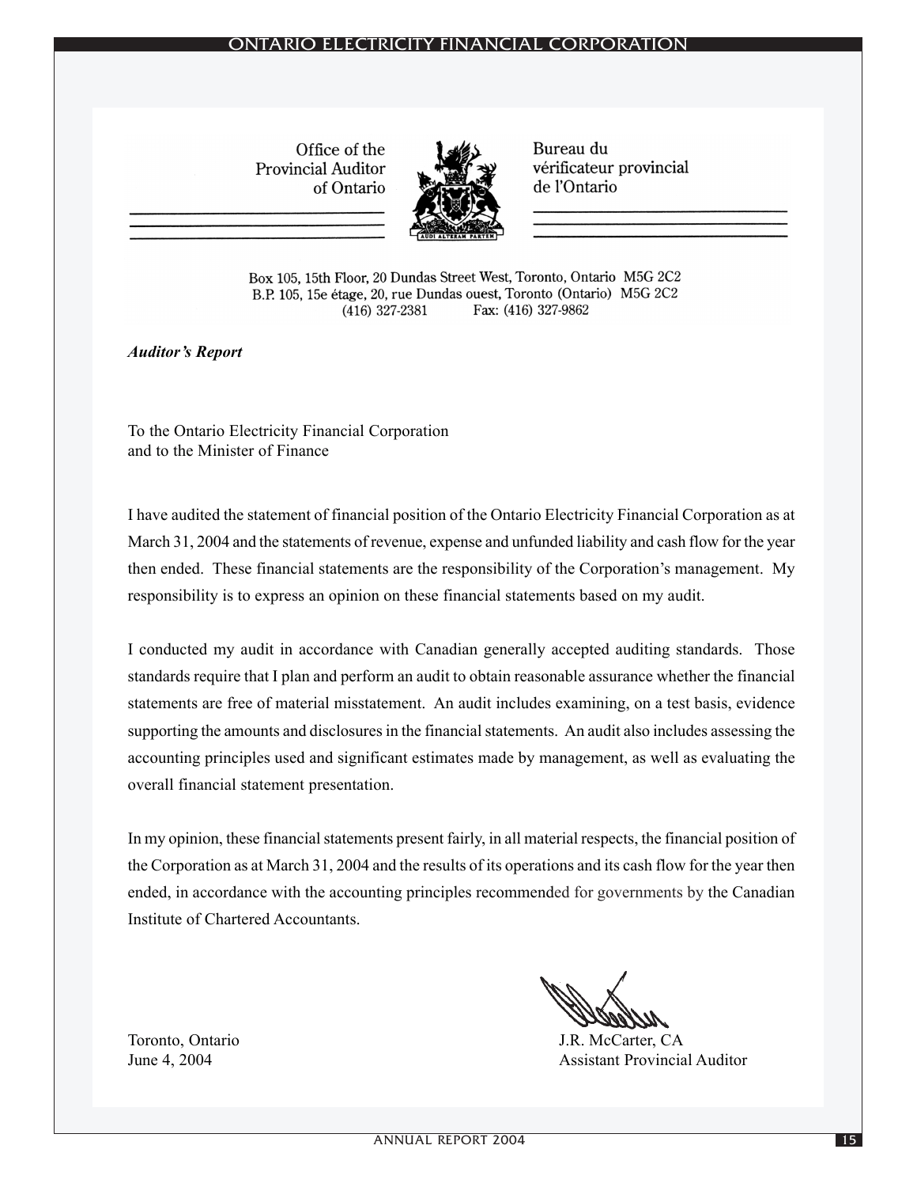Office of the Provincial Auditor of Ontario

Bureau du vérificateur provincial de l'Ontario

Box 105, 15th Floor, 20 Dundas Street West, Toronto, Ontario M5G 2C2
B.P. 105, 15e étage, 20, rue Dundas ouest, Toronto (Ontario) M5G 2C2
(416) 327-2381 Fax: (416) 327-9862

***Auditor's Report***

To the Ontario Electricity Financial Corporation
and to the Minister of Finance

I have audited the statement of financial position of the Ontario Electricity Financial Corporation as at March 31, 2004 and the statements of revenue, expense and unfunded liability and cash flow for the year then ended. These financial statements are the responsibility of the Corporation's management. My responsibility is to express an opinion on these financial statements based on my audit.

I conducted my audit in accordance with Canadian generally accepted auditing standards. Those standards require that I plan and perform an audit to obtain reasonable assurance whether the financial statements are free of material misstatement. An audit includes examining, on a test basis, evidence supporting the amounts and disclosures in the financial statements. An audit also includes assessing the accounting principles used and significant estimates made by management, as well as evaluating the overall financial statement presentation.

In my opinion, these financial statements present fairly, in all material respects, the financial position of the Corporation as at March 31, 2004 and the results of its operations and its cash flow for the year then ended, in accordance with the accounting principles recommended for governments by the Canadian Institute of Chartered Accountants.

Toronto, Ontario
June 4, 2004

J.R. McCarter, CA
Assistant Provincial Auditor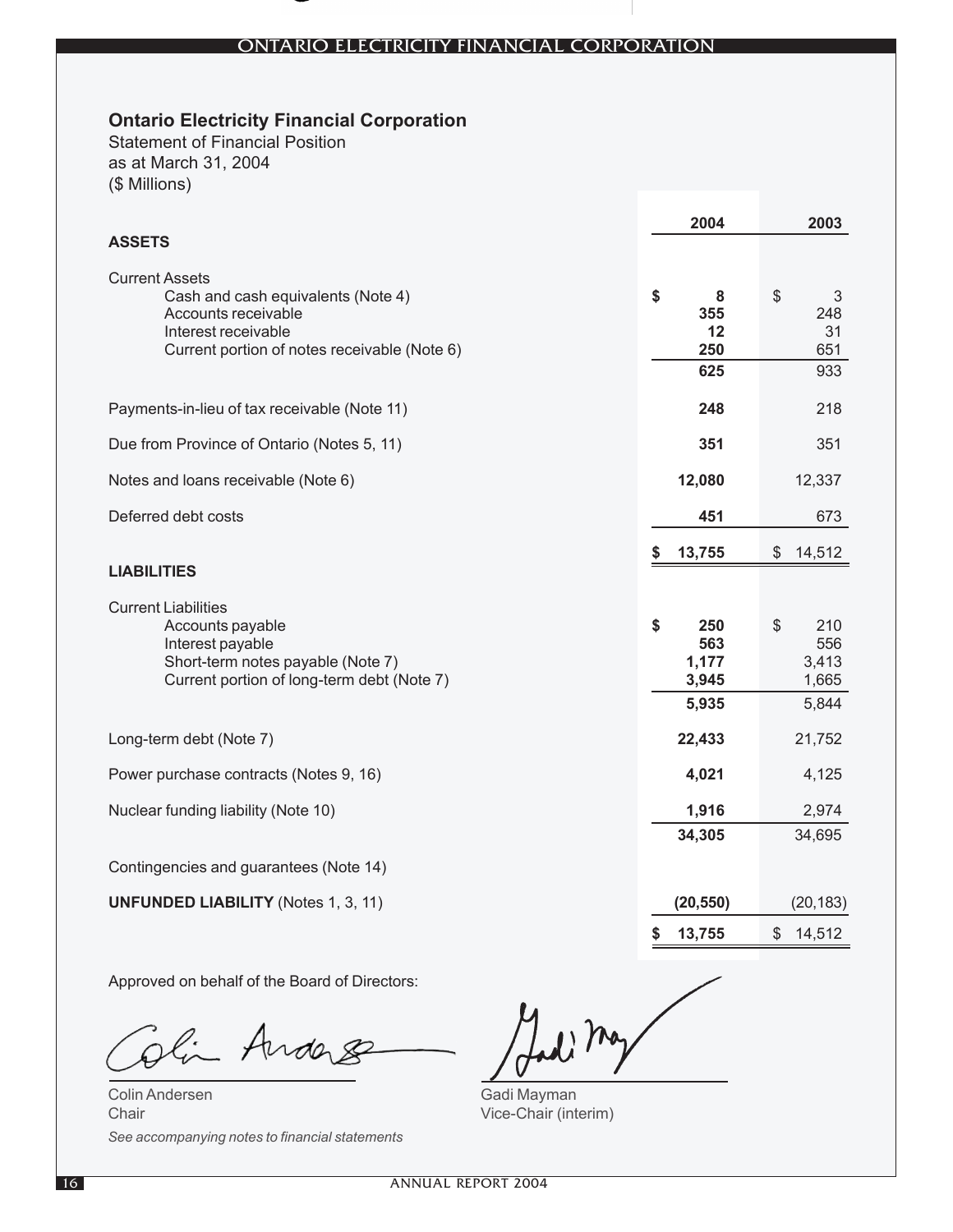## Ontario Electricity Financial Corporation

Statement of Financial Position
as at March 31, 2004
($ Millions)

| | 2004 | 2003 |
|---|---|---|
| **ASSETS** | | |
| Current Assets | | |
| Cash and cash equivalents (Note 4) | **$ 8** | $ 3 |
| Accounts receivable | **355** | 248 |
| Interest receivable | **12** | 31 |
| Current portion of notes receivable (Note 6) | **250** | 651 |
| | **625** | 933 |
| Payments-in-lieu of tax receivable (Note 11) | **248** | 218 |
| Due from Province of Ontario (Notes 5, 11) | **351** | 351 |
| Notes and loans receivable (Note 6) | **12,080** | 12,337 |
| Deferred debt costs | **451** | 673 |
| | **$ 13,755** | $ 14,512 |
| **LIABILITIES** | | |
| Current Liabilities | | |
| Accounts payable | **$ 250** | $ 210 |
| Interest payable | **563** | 556 |
| Short-term notes payable (Note 7) | **1,177** | 3,413 |
| Current portion of long-term debt (Note 7) | **3,945** | 1,665 |
| | **5,935** | 5,844 |
| Long-term debt (Note 7) | **22,433** | 21,752 |
| Power purchase contracts (Notes 9, 16) | **4,021** | 4,125 |
| Nuclear funding liability (Note 10) | **1,916** | 2,974 |
| | **34,305** | 34,695 |
| Contingencies and guarantees (Note 14) | | |
| **UNFUNDED LIABILITY** (Notes 1, 3, 11) | **(20,550)** | (20,183) |
| | **$ 13,755** | $ 14,512 |

Approved on behalf of the Board of Directors:

Colin Andersen
Chair

Gadi Mayman
Vice-Chair (interim)

*See accompanying notes to financial statements*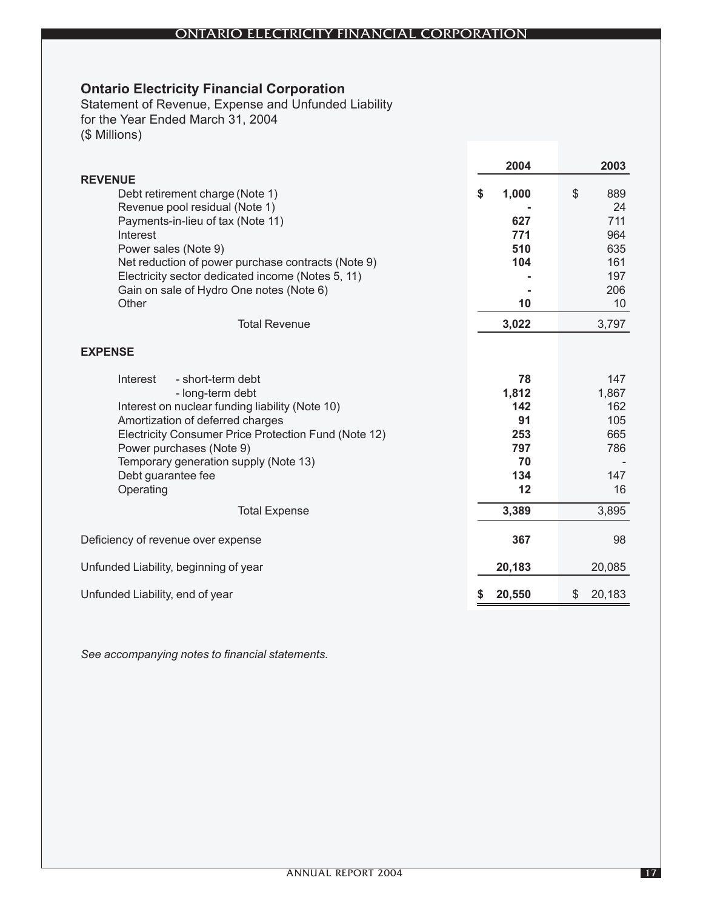## Ontario Electricity Financial Corporation

Statement of Revenue, Expense and Unfunded Liability
for the Year Ended March 31, 2004
($ Millions)

| | 2004 | 2003 |
|---|---|---|
| **REVENUE** | | |
| Debt retirement charge (Note 1) | **$ 1,000** | $ 889 |
| Revenue pool residual (Note 1) | **-** | 24 |
| Payments-in-lieu of tax (Note 11) | **627** | 711 |
| Interest | **771** | 964 |
| Power sales (Note 9) | **510** | 635 |
| Net reduction of power purchase contracts (Note 9) | **104** | 161 |
| Electricity sector dedicated income (Notes 5, 11) | **-** | 197 |
| Gain on sale of Hydro One notes (Note 6) | **-** | 206 |
| Other | **10** | 10 |
| Total Revenue | **3,022** | 3,797 |
| **EXPENSE** | | |
| Interest - short-term debt | **78** | 147 |
| - long-term debt | **1,812** | 1,867 |
| Interest on nuclear funding liability (Note 10) | **142** | 162 |
| Amortization of deferred charges | **91** | 105 |
| Electricity Consumer Price Protection Fund (Note 12) | **253** | 665 |
| Power purchases (Note 9) | **797** | 786 |
| Temporary generation supply (Note 13) | **70** | - |
| Debt guarantee fee | **134** | 147 |
| Operating | **12** | 16 |
| Total Expense | **3,389** | 3,895 |
| Deficiency of revenue over expense | **367** | 98 |
| Unfunded Liability, beginning of year | **20,183** | 20,085 |
| Unfunded Liability, end of year | **$ 20,550** | $ 20,183 |

*See accompanying notes to financial statements.*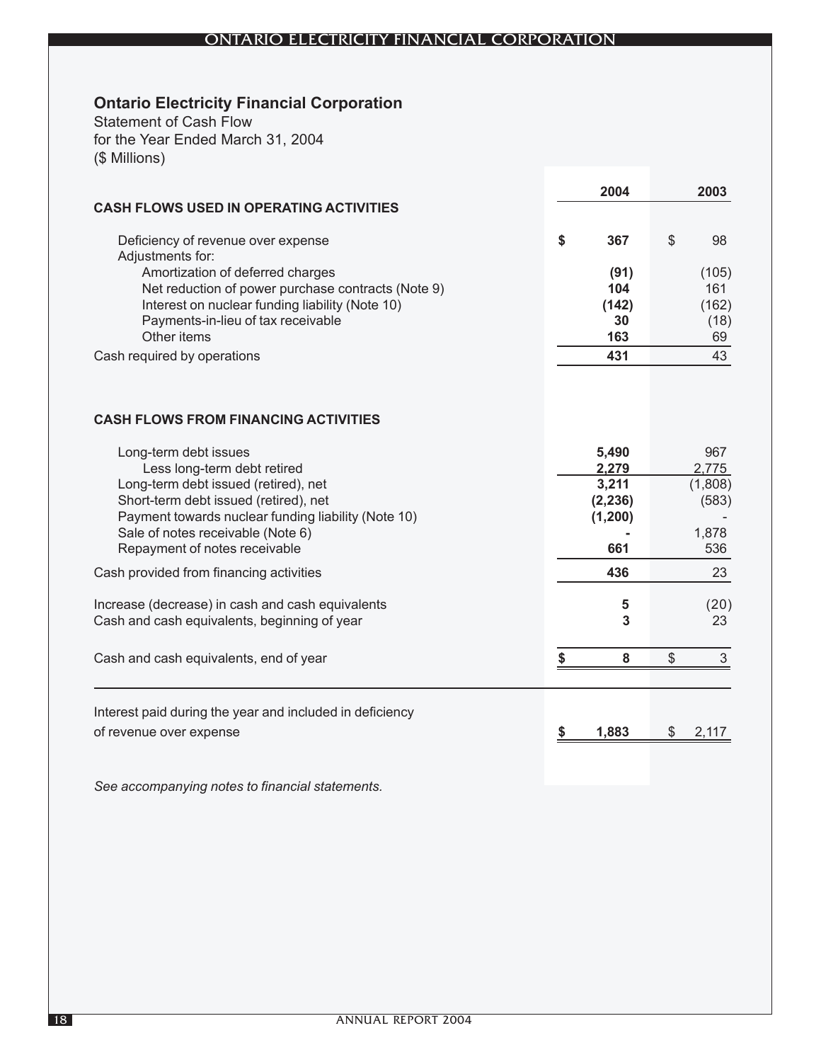## Ontario Electricity Financial Corporation

Statement of Cash Flow
for the Year Ended March 31, 2004
($ Millions)

| | 2004 | 2003 |
|---|---|---|
| **CASH FLOWS USED IN OPERATING ACTIVITIES** | | |
| Deficiency of revenue over expense | **$ 367** | $ 98 |
| Adjustments for: | | |
| Amortization of deferred charges | **(91)** | (105) |
| Net reduction of power purchase contracts (Note 9) | **104** | 161 |
| Interest on nuclear funding liability (Note 10) | **(142)** | (162) |
| Payments-in-lieu of tax receivable | **30** | (18) |
| Other items | **163** | 69 |
| Cash required by operations | **431** | 43 |
| **CASH FLOWS FROM FINANCING ACTIVITIES** | | |
| Long-term debt issues | **5,490** | 967 |
| Less long-term debt retired | **2,279** | 2,775 |
| Long-term debt issued (retired), net | **3,211** | (1,808) |
| Short-term debt issued (retired), net | **(2,236)** | (583) |
| Payment towards nuclear funding liability (Note 10) | **(1,200)** | - |
| Sale of notes receivable (Note 6) | **-** | 1,878 |
| Repayment of notes receivable | **661** | 536 |
| Cash provided from financing activities | **436** | 23 |
| Increase (decrease) in cash and cash equivalents | **5** | (20) |
| Cash and cash equivalents, beginning of year | **3** | 23 |
| Cash and cash equivalents, end of year | **$ 8** | $ 3 |
| Interest paid during the year and included in deficiency of revenue over expense | **$ 1,883** | $ 2,117 |

*See accompanying notes to financial statements.*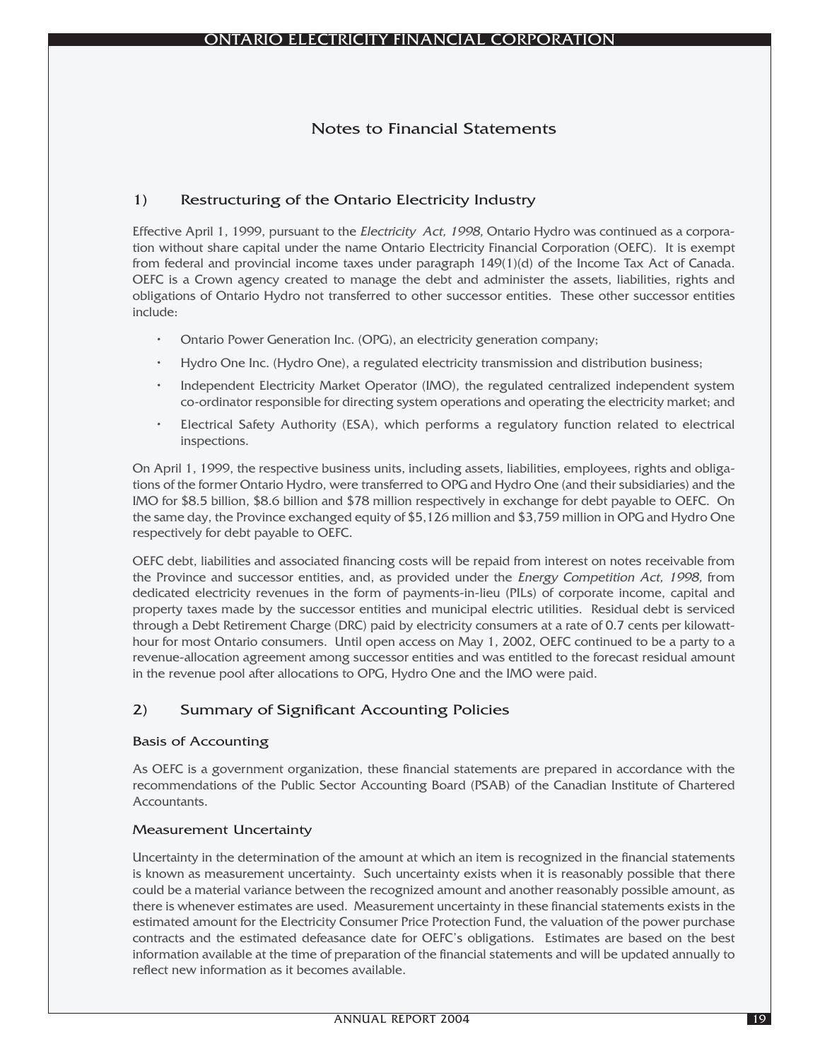# Notes to Financial Statements

## 1) Restructuring of the Ontario Electricity Industry

Effective April 1, 1999, pursuant to the *Electricity Act, 1998,* Ontario Hydro was continued as a corporation without share capital under the name Ontario Electricity Financial Corporation (OEFC). It is exempt from federal and provincial income taxes under paragraph 149(1)(d) of the Income Tax Act of Canada. OEFC is a Crown agency created to manage the debt and administer the assets, liabilities, rights and obligations of Ontario Hydro not transferred to other successor entities. These other successor entities include:

- Ontario Power Generation Inc. (OPG), an electricity generation company;
- Hydro One Inc. (Hydro One), a regulated electricity transmission and distribution business;
- Independent Electricity Market Operator (IMO), the regulated centralized independent system co-ordinator responsible for directing system operations and operating the electricity market; and
- Electrical Safety Authority (ESA), which performs a regulatory function related to electrical inspections.

On April 1, 1999, the respective business units, including assets, liabilities, employees, rights and obligations of the former Ontario Hydro, were transferred to OPG and Hydro One (and their subsidiaries) and the IMO for $8.5 billion, $8.6 billion and $78 million respectively in exchange for debt payable to OEFC. On the same day, the Province exchanged equity of $5,126 million and $3,759 million in OPG and Hydro One respectively for debt payable to OEFC.

OEFC debt, liabilities and associated financing costs will be repaid from interest on notes receivable from the Province and successor entities, and, as provided under the *Energy Competition Act, 1998,* from dedicated electricity revenues in the form of payments-in-lieu (PILs) of corporate income, capital and property taxes made by the successor entities and municipal electric utilities. Residual debt is serviced through a Debt Retirement Charge (DRC) paid by electricity consumers at a rate of 0.7 cents per kilowatt-hour for most Ontario consumers. Until open access on May 1, 2002, OEFC continued to be a party to a revenue-allocation agreement among successor entities and was entitled to the forecast residual amount in the revenue pool after allocations to OPG, Hydro One and the IMO were paid.

## 2) Summary of Significant Accounting Policies

### Basis of Accounting

As OEFC is a government organization, these financial statements are prepared in accordance with the recommendations of the Public Sector Accounting Board (PSAB) of the Canadian Institute of Chartered Accountants.

### Measurement Uncertainty

Uncertainty in the determination of the amount at which an item is recognized in the financial statements is known as measurement uncertainty. Such uncertainty exists when it is reasonably possible that there could be a material variance between the recognized amount and another reasonably possible amount, as there is whenever estimates are used. Measurement uncertainty in these financial statements exists in the estimated amount for the Electricity Consumer Price Protection Fund, the valuation of the power purchase contracts and the estimated defeasance date for OEFC's obligations. Estimates are based on the best information available at the time of preparation of the financial statements and will be updated annually to reflect new information as it becomes available.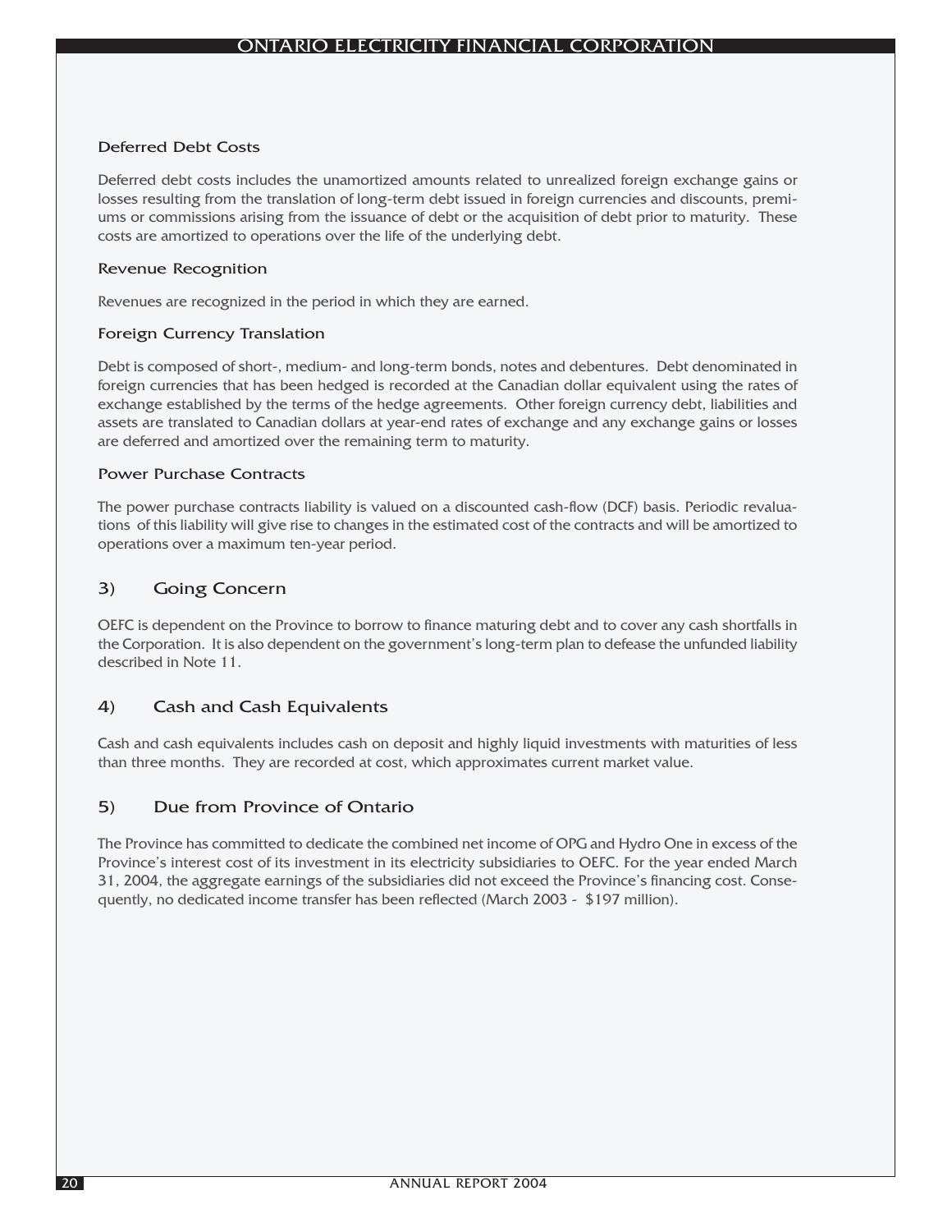### Deferred Debt Costs

Deferred debt costs includes the unamortized amounts related to unrealized foreign exchange gains or losses resulting from the translation of long-term debt issued in foreign currencies and discounts, premiums or commissions arising from the issuance of debt or the acquisition of debt prior to maturity. These costs are amortized to operations over the life of the underlying debt.

### Revenue Recognition

Revenues are recognized in the period in which they are earned.

### Foreign Currency Translation

Debt is composed of short-, medium- and long-term bonds, notes and debentures. Debt denominated in foreign currencies that has been hedged is recorded at the Canadian dollar equivalent using the rates of exchange established by the terms of the hedge agreements. Other foreign currency debt, liabilities and assets are translated to Canadian dollars at year-end rates of exchange and any exchange gains or losses are deferred and amortized over the remaining term to maturity.

### Power Purchase Contracts

The power purchase contracts liability is valued on a discounted cash-flow (DCF) basis. Periodic revaluations of this liability will give rise to changes in the estimated cost of the contracts and will be amortized to operations over a maximum ten-year period.

## 3) Going Concern

OEFC is dependent on the Province to borrow to finance maturing debt and to cover any cash shortfalls in the Corporation. It is also dependent on the government's long-term plan to defease the unfunded liability described in Note 11.

## 4) Cash and Cash Equivalents

Cash and cash equivalents includes cash on deposit and highly liquid investments with maturities of less than three months. They are recorded at cost, which approximates current market value.

## 5) Due from Province of Ontario

The Province has committed to dedicate the combined net income of OPG and Hydro One in excess of the Province's interest cost of its investment in its electricity subsidiaries to OEFC. For the year ended March 31, 2004, the aggregate earnings of the subsidiaries did not exceed the Province's financing cost. Consequently, no dedicated income transfer has been reflected (March 2003 - $197 million).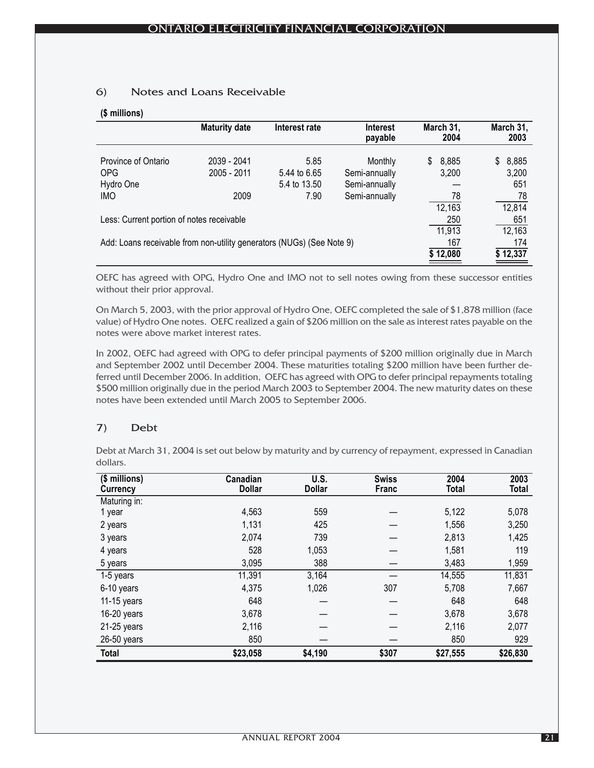## 6) Notes and Loans Receivable

**($ millions)**

| | Maturity date | Interest rate | Interest payable | March 31, 2004 | March 31, 2003 |
|---|---|---|---|---|---|
| Province of Ontario | 2039 - 2041 | 5.85 | Monthly | $ 8,885 | $ 8,885 |
| OPG | 2005 - 2011 | 5.44 to 6.65 | Semi-annually | 3,200 | 3,200 |
| Hydro One | | 5.4 to 13.50 | Semi-annually | — | 651 |
| IMO | 2009 | 7.90 | Semi-annually | 78 | 78 |
| | | | | 12,163 | 12,814 |
| Less: Current portion of notes receivable | | | | 250 | 651 |
| | | | | 11,913 | 12,163 |
| Add: Loans receivable from non-utility generators (NUGs) (See Note 9) | | | | 167 | 174 |
| | | | | $ 12,080 | $ 12,337 |

OEFC has agreed with OPG, Hydro One and IMO not to sell notes owing from these successor entities without their prior approval.

On March 5, 2003, with the prior approval of Hydro One, OEFC completed the sale of $1,878 million (face value) of Hydro One notes. OEFC realized a gain of $206 million on the sale as interest rates payable on the notes were above market interest rates.

In 2002, OEFC had agreed with OPG to defer principal payments of $200 million originally due in March and September 2002 until December 2004. These maturities totaling $200 million have been further deferred until December 2006. In addition, OEFC has agreed with OPG to defer principal repayments totaling $500 million originally due in the period March 2003 to September 2004. The new maturity dates on these notes have been extended until March 2005 to September 2006.

## 7) Debt

Debt at March 31, 2004 is set out below by maturity and by currency of repayment, expressed in Canadian dollars.

| ($ millions) Currency | Canadian Dollar | U.S. Dollar | Swiss Franc | 2004 Total | 2003 Total |
|---|---|---|---|---|---|
| Maturing in: | | | | | |
| 1 year | 4,563 | 559 | — | 5,122 | 5,078 |
| 2 years | 1,131 | 425 | — | 1,556 | 3,250 |
| 3 years | 2,074 | 739 | — | 2,813 | 1,425 |
| 4 years | 528 | 1,053 | — | 1,581 | 119 |
| 5 years | 3,095 | 388 | — | 3,483 | 1,959 |
| 1-5 years | 11,391 | 3,164 | — | 14,555 | 11,831 |
| 6-10 years | 4,375 | 1,026 | 307 | 5,708 | 7,667 |
| 11-15 years | 648 | — | — | 648 | 648 |
| 16-20 years | 3,678 | — | — | 3,678 | 3,678 |
| 21-25 years | 2,116 | — | — | 2,116 | 2,077 |
| 26-50 years | 850 | — | — | 850 | 929 |
| **Total** | **$23,058** | **$4,190** | **$307** | **$27,555** | **$26,830** |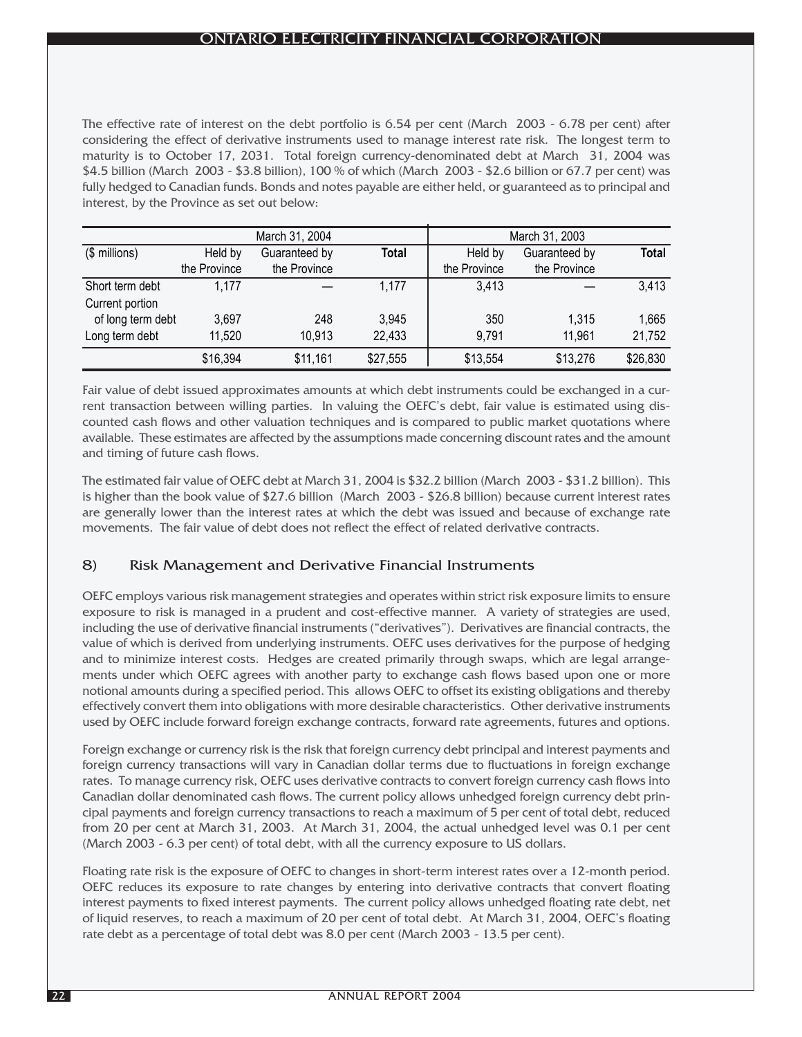The effective rate of interest on the debt portfolio is 6.54 per cent (March 2003 - 6.78 per cent) after considering the effect of derivative instruments used to manage interest rate risk. The longest term to maturity is to October 17, 2031. Total foreign currency-denominated debt at March 31, 2004 was $4.5 billion (March 2003 - $3.8 billion), 100 % of which (March 2003 - $2.6 billion or 67.7 per cent) was fully hedged to Canadian funds. Bonds and notes payable are either held, or guaranteed as to principal and interest, by the Province as set out below:

| | March 31, 2004 | | | March 31, 2003 | | |
|---|---|---|---|---|---|---|
| ($ millions) | Held by the Province | Guaranteed by the Province | **Total** | Held by the Province | Guaranteed by the Province | **Total** |
| Short term debt | 1,177 | — | 1,177 | 3,413 | — | 3,413 |
| Current portion of long term debt | 3,697 | 248 | 3,945 | 350 | 1,315 | 1,665 |
| Long term debt | 11,520 | 10,913 | 22,433 | 9,791 | 11,961 | 21,752 |
| | $16,394 | $11,161 | $27,555 | $13,554 | $13,276 | $26,830 |

Fair value of debt issued approximates amounts at which debt instruments could be exchanged in a current transaction between willing parties. In valuing the OEFC's debt, fair value is estimated using discounted cash flows and other valuation techniques and is compared to public market quotations where available. These estimates are affected by the assumptions made concerning discount rates and the amount and timing of future cash flows.

The estimated fair value of OEFC debt at March 31, 2004 is $32.2 billion (March 2003 - $31.2 billion). This is higher than the book value of $27.6 billion (March 2003 - $26.8 billion) because current interest rates are generally lower than the interest rates at which the debt was issued and because of exchange rate movements. The fair value of debt does not reflect the effect of related derivative contracts.

## 8) Risk Management and Derivative Financial Instruments

OEFC employs various risk management strategies and operates within strict risk exposure limits to ensure exposure to risk is managed in a prudent and cost-effective manner. A variety of strategies are used, including the use of derivative financial instruments ("derivatives"). Derivatives are financial contracts, the value of which is derived from underlying instruments. OEFC uses derivatives for the purpose of hedging and to minimize interest costs. Hedges are created primarily through swaps, which are legal arrangements under which OEFC agrees with another party to exchange cash flows based upon one or more notional amounts during a specified period. This allows OEFC to offset its existing obligations and thereby effectively convert them into obligations with more desirable characteristics. Other derivative instruments used by OEFC include forward foreign exchange contracts, forward rate agreements, futures and options.

Foreign exchange or currency risk is the risk that foreign currency debt principal and interest payments and foreign currency transactions will vary in Canadian dollar terms due to fluctuations in foreign exchange rates. To manage currency risk, OEFC uses derivative contracts to convert foreign currency cash flows into Canadian dollar denominated cash flows. The current policy allows unhedged foreign currency debt principal payments and foreign currency transactions to reach a maximum of 5 per cent of total debt, reduced from 20 per cent at March 31, 2003. At March 31, 2004, the actual unhedged level was 0.1 per cent (March 2003 - 6.3 per cent) of total debt, with all the currency exposure to US dollars.

Floating rate risk is the exposure of OEFC to changes in short-term interest rates over a 12-month period. OEFC reduces its exposure to rate changes by entering into derivative contracts that convert floating interest payments to fixed interest payments. The current policy allows unhedged floating rate debt, net of liquid reserves, to reach a maximum of 20 per cent of total debt. At March 31, 2004, OEFC's floating rate debt as a percentage of total debt was 8.0 per cent (March 2003 - 13.5 per cent).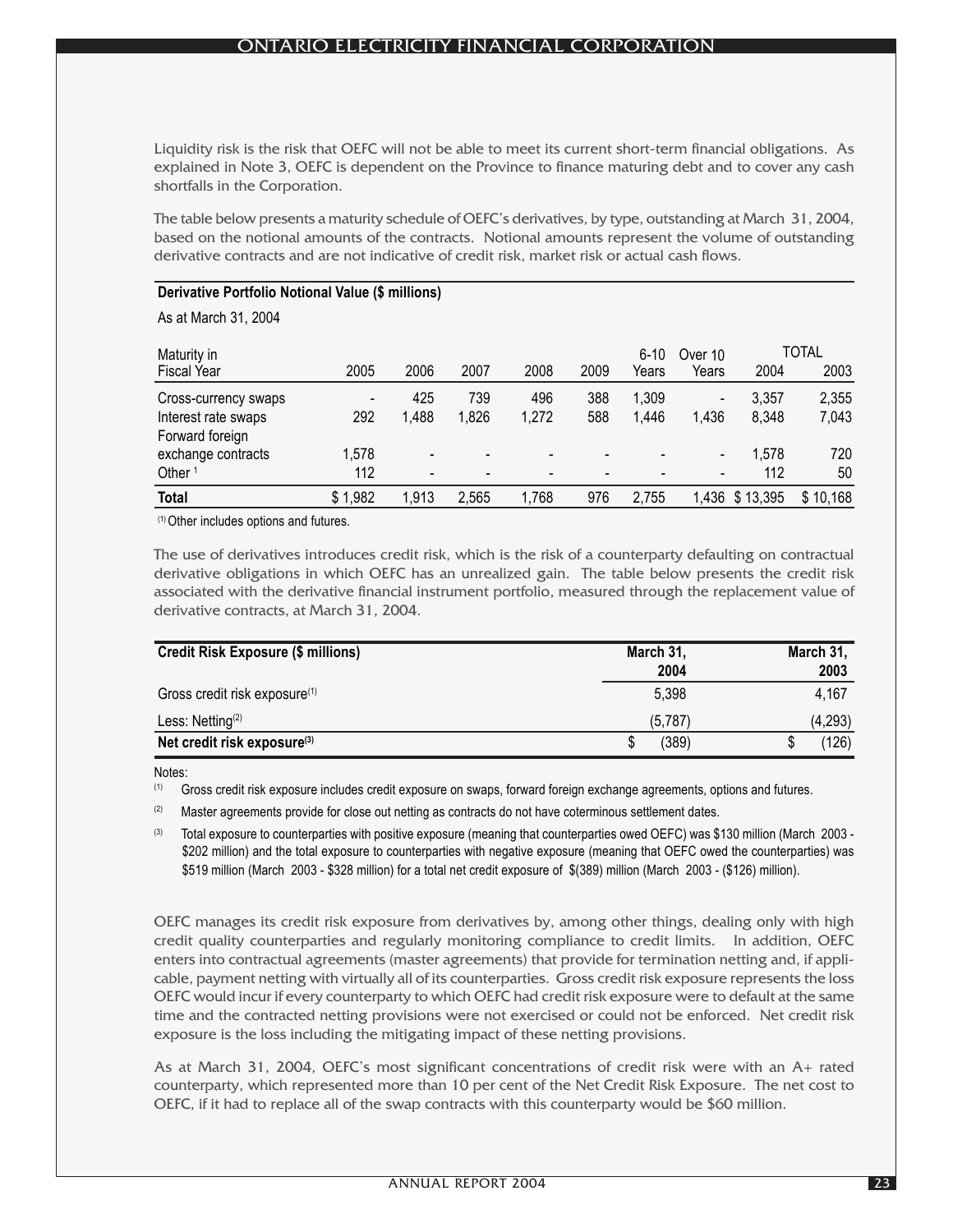Liquidity risk is the risk that OEFC will not be able to meet its current short-term financial obligations. As explained in Note 3, OEFC is dependent on the Province to finance maturing debt and to cover any cash shortfalls in the Corporation.

The table below presents a maturity schedule of OEFC's derivatives, by type, outstanding at March 31, 2004, based on the notional amounts of the contracts. Notional amounts represent the volume of outstanding derivative contracts and are not indicative of credit risk, market risk or actual cash flows.

**Derivative Portfolio Notional Value ($ millions)**

As at March 31, 2004

| Maturity in Fiscal Year | 2005 | 2006 | 2007 | 2008 | 2009 | 6-10 Years | Over 10 Years | TOTAL 2004 | TOTAL 2003 |
|---|---|---|---|---|---|---|---|---|---|
| Cross-currency swaps | - | 425 | 739 | 496 | 388 | 1,309 | - | 3,357 | 2,355 |
| Interest rate swaps | 292 | 1,488 | 1,826 | 1,272 | 588 | 1,446 | 1,436 | 8,348 | 7,043 |
| Forward foreign exchange contracts | 1,578 | - | - | - | - | - | - | 1,578 | 720 |
| Other [1] | 112 | - | - | - | - | - | - | 112 | 50 |
| **Total** | $ 1,982 | 1,913 | 2,565 | 1,768 | 976 | 2,755 | 1,436 | $ 13,395 | $ 10,168 |

(1) Other includes options and futures.

The use of derivatives introduces credit risk, which is the risk of a counterparty defaulting on contractual derivative obligations in which OEFC has an unrealized gain. The table below presents the credit risk associated with the derivative financial instrument portfolio, measured through the replacement value of derivative contracts, at March 31, 2004.

| Credit Risk Exposure ($ millions) | March 31, 2004 | March 31, 2003 |
|---|---|---|
| Gross credit risk exposure[(1)] | 5,398 | 4,167 |
| Less: Netting[(2)] | (5,787) | (4,293) |
| **Net credit risk exposure[(3)]** | $ (389) | $ (126) |

Notes:

(1) Gross credit risk exposure includes credit exposure on swaps, forward foreign exchange agreements, options and futures.

(2) Master agreements provide for close out netting as contracts do not have coterminous settlement dates.

(3) Total exposure to counterparties with positive exposure (meaning that counterparties owed OEFC) was $130 million (March 2003 - $202 million) and the total exposure to counterparties with negative exposure (meaning that OEFC owed the counterparties) was $519 million (March 2003 - $328 million) for a total net credit exposure of $(389) million (March 2003 - ($126) million).

OEFC manages its credit risk exposure from derivatives by, among other things, dealing only with high credit quality counterparties and regularly monitoring compliance to credit limits. In addition, OEFC enters into contractual agreements (master agreements) that provide for termination netting and, if applicable, payment netting with virtually all of its counterparties. Gross credit risk exposure represents the loss OEFC would incur if every counterparty to which OEFC had credit risk exposure were to default at the same time and the contracted netting provisions were not exercised or could not be enforced. Net credit risk exposure is the loss including the mitigating impact of these netting provisions.

As at March 31, 2004, OEFC's most significant concentrations of credit risk were with an A+ rated counterparty, which represented more than 10 per cent of the Net Credit Risk Exposure. The net cost to OEFC, if it had to replace all of the swap contracts with this counterparty would be $60 million.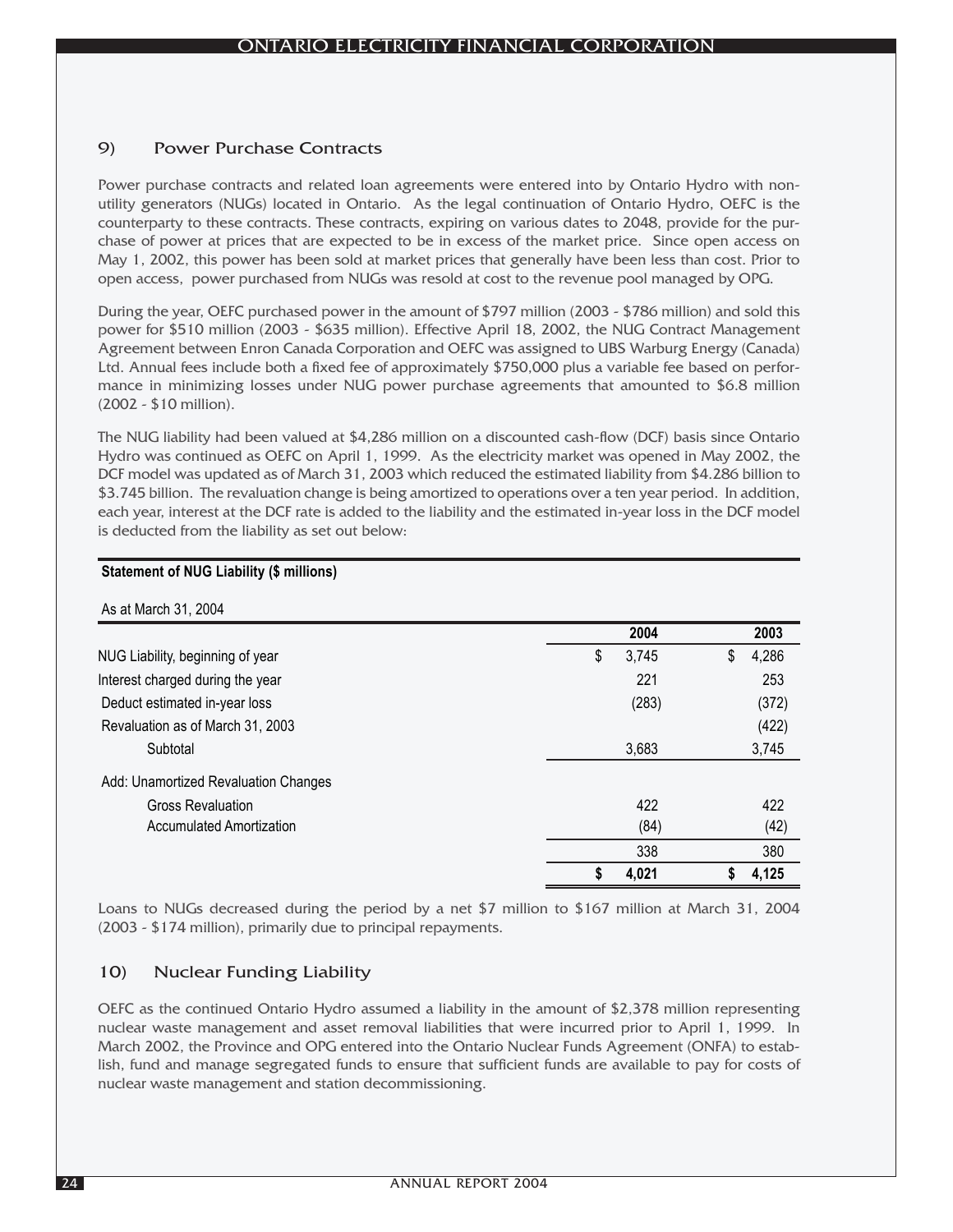## 9) Power Purchase Contracts

Power purchase contracts and related loan agreements were entered into by Ontario Hydro with non-utility generators (NUGs) located in Ontario. As the legal continuation of Ontario Hydro, OEFC is the counterparty to these contracts. These contracts, expiring on various dates to 2048, provide for the purchase of power at prices that are expected to be in excess of the market price. Since open access on May 1, 2002, this power has been sold at market prices that generally have been less than cost. Prior to open access, power purchased from NUGs was resold at cost to the revenue pool managed by OPG.

During the year, OEFC purchased power in the amount of $797 million (2003 - $786 million) and sold this power for $510 million (2003 - $635 million). Effective April 18, 2002, the NUG Contract Management Agreement between Enron Canada Corporation and OEFC was assigned to UBS Warburg Energy (Canada) Ltd. Annual fees include both a fixed fee of approximately $750,000 plus a variable fee based on performance in minimizing losses under NUG power purchase agreements that amounted to $6.8 million (2002 - $10 million).

The NUG liability had been valued at $4,286 million on a discounted cash-flow (DCF) basis since Ontario Hydro was continued as OEFC on April 1, 1999. As the electricity market was opened in May 2002, the DCF model was updated as of March 31, 2003 which reduced the estimated liability from $4.286 billion to $3.745 billion. The revaluation change is being amortized to operations over a ten year period. In addition, each year, interest at the DCF rate is added to the liability and the estimated in-year loss in the DCF model is deducted from the liability as set out below:

**Statement of NUG Liability ($ millions)**

As at March 31, 2004

| | 2004 | 2003 |
|---|---|---|
| NUG Liability, beginning of year | $ 3,745 | $ 4,286 |
| Interest charged during the year | 221 | 253 |
| Deduct estimated in-year loss | (283) | (372) |
| Revaluation as of March 31, 2003 | | (422) |
| Subtotal | 3,683 | 3,745 |
| Add: Unamortized Revaluation Changes | | |
| Gross Revaluation | 422 | 422 |
| Accumulated Amortization | (84) | (42) |
| | 338 | 380 |
| | **$ 4,021** | **$ 4,125** |

Loans to NUGs decreased during the period by a net $7 million to $167 million at March 31, 2004 (2003 - $174 million), primarily due to principal repayments.

## 10) Nuclear Funding Liability

OEFC as the continued Ontario Hydro assumed a liability in the amount of $2,378 million representing nuclear waste management and asset removal liabilities that were incurred prior to April 1, 1999. In March 2002, the Province and OPG entered into the Ontario Nuclear Funds Agreement (ONFA) to establish, fund and manage segregated funds to ensure that sufficient funds are available to pay for costs of nuclear waste management and station decommissioning.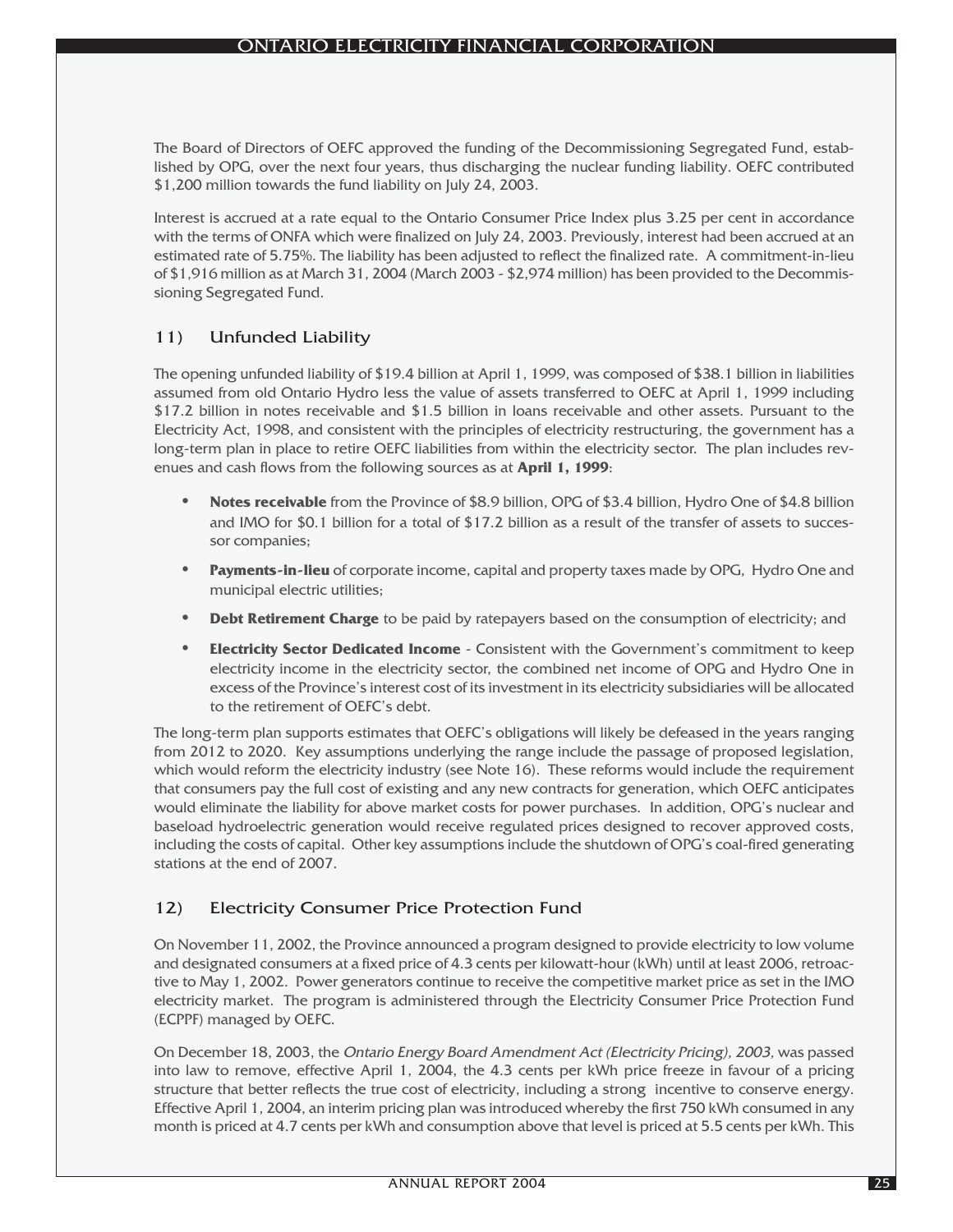The Board of Directors of OEFC approved the funding of the Decommissioning Segregated Fund, established by OPG, over the next four years, thus discharging the nuclear funding liability. OEFC contributed $1,200 million towards the fund liability on July 24, 2003.

Interest is accrued at a rate equal to the Ontario Consumer Price Index plus 3.25 per cent in accordance with the terms of ONFA which were finalized on July 24, 2003. Previously, interest had been accrued at an estimated rate of 5.75%. The liability has been adjusted to reflect the finalized rate. A commitment-in-lieu of $1,916 million as at March 31, 2004 (March 2003 - $2,974 million) has been provided to the Decommissioning Segregated Fund.

## 11) Unfunded Liability

The opening unfunded liability of $19.4 billion at April 1, 1999, was composed of $38.1 billion in liabilities assumed from old Ontario Hydro less the value of assets transferred to OEFC at April 1, 1999 including $17.2 billion in notes receivable and $1.5 billion in loans receivable and other assets. Pursuant to the Electricity Act, 1998, and consistent with the principles of electricity restructuring, the government has a long-term plan in place to retire OEFC liabilities from within the electricity sector. The plan includes revenues and cash flows from the following sources as at **April 1, 1999**:

- **Notes receivable** from the Province of $8.9 billion, OPG of $3.4 billion, Hydro One of $4.8 billion and IMO for $0.1 billion for a total of $17.2 billion as a result of the transfer of assets to successor companies;
- **Payments-in-lieu** of corporate income, capital and property taxes made by OPG, Hydro One and municipal electric utilities;
- **Debt Retirement Charge** to be paid by ratepayers based on the consumption of electricity; and
- **Electricity Sector Dedicated Income** - Consistent with the Government's commitment to keep electricity income in the electricity sector, the combined net income of OPG and Hydro One in excess of the Province's interest cost of its investment in its electricity subsidiaries will be allocated to the retirement of OEFC's debt.

The long-term plan supports estimates that OEFC's obligations will likely be defeased in the years ranging from 2012 to 2020. Key assumptions underlying the range include the passage of proposed legislation, which would reform the electricity industry (see Note 16). These reforms would include the requirement that consumers pay the full cost of existing and any new contracts for generation, which OEFC anticipates would eliminate the liability for above market costs for power purchases. In addition, OPG's nuclear and baseload hydroelectric generation would receive regulated prices designed to recover approved costs, including the costs of capital. Other key assumptions include the shutdown of OPG's coal-fired generating stations at the end of 2007.

## 12) Electricity Consumer Price Protection Fund

On November 11, 2002, the Province announced a program designed to provide electricity to low volume and designated consumers at a fixed price of 4.3 cents per kilowatt-hour (kWh) until at least 2006, retroactive to May 1, 2002. Power generators continue to receive the competitive market price as set in the IMO electricity market. The program is administered through the Electricity Consumer Price Protection Fund (ECPPF) managed by OEFC.

On December 18, 2003, the *Ontario Energy Board Amendment Act (Electricity Pricing), 2003,* was passed into law to remove, effective April 1, 2004, the 4.3 cents per kWh price freeze in favour of a pricing structure that better reflects the true cost of electricity, including a strong incentive to conserve energy. Effective April 1, 2004, an interim pricing plan was introduced whereby the first 750 kWh consumed in any month is priced at 4.7 cents per kWh and consumption above that level is priced at 5.5 cents per kWh. This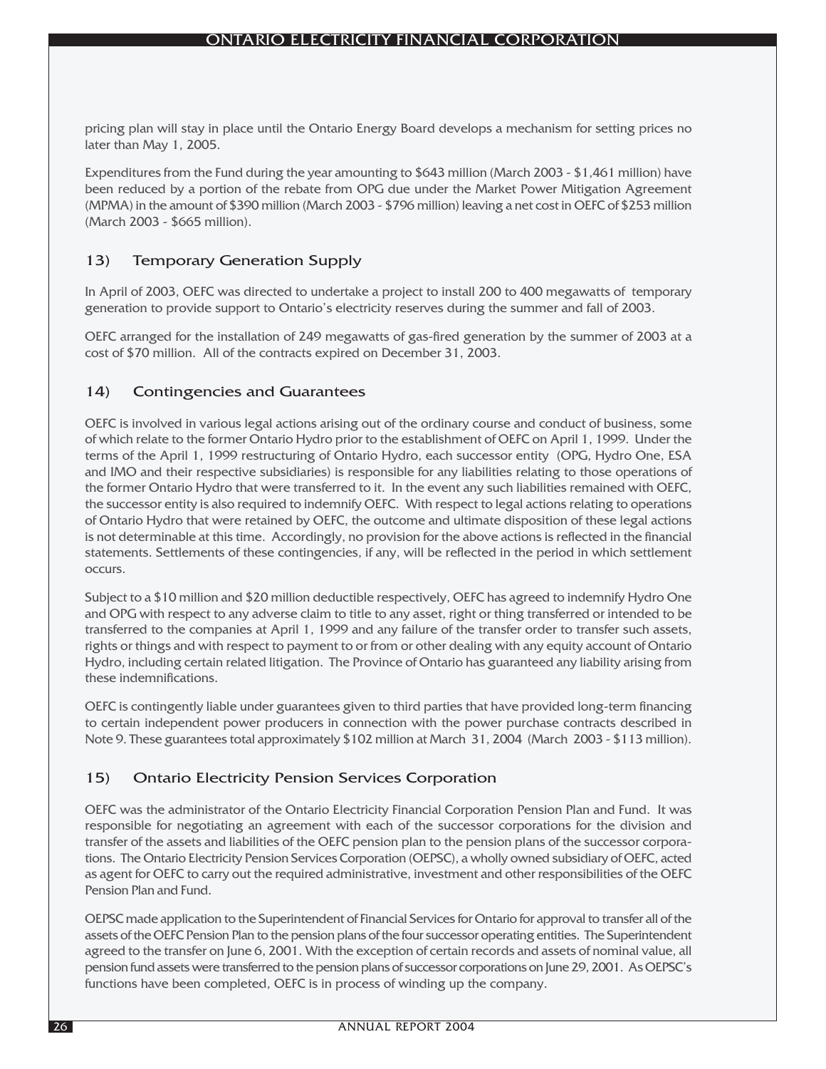pricing plan will stay in place until the Ontario Energy Board develops a mechanism for setting prices no later than May 1, 2005.

Expenditures from the Fund during the year amounting to $643 million (March 2003 - $1,461 million) have been reduced by a portion of the rebate from OPG due under the Market Power Mitigation Agreement (MPMA) in the amount of $390 million (March 2003 - $796 million) leaving a net cost in OEFC of $253 million (March 2003 - $665 million).

## 13) Temporary Generation Supply

In April of 2003, OEFC was directed to undertake a project to install 200 to 400 megawatts of temporary generation to provide support to Ontario's electricity reserves during the summer and fall of 2003.

OEFC arranged for the installation of 249 megawatts of gas-fired generation by the summer of 2003 at a cost of $70 million. All of the contracts expired on December 31, 2003.

## 14) Contingencies and Guarantees

OEFC is involved in various legal actions arising out of the ordinary course and conduct of business, some of which relate to the former Ontario Hydro prior to the establishment of OEFC on April 1, 1999. Under the terms of the April 1, 1999 restructuring of Ontario Hydro, each successor entity (OPG, Hydro One, ESA and IMO and their respective subsidiaries) is responsible for any liabilities relating to those operations of the former Ontario Hydro that were transferred to it. In the event any such liabilities remained with OEFC, the successor entity is also required to indemnify OEFC. With respect to legal actions relating to operations of Ontario Hydro that were retained by OEFC, the outcome and ultimate disposition of these legal actions is not determinable at this time. Accordingly, no provision for the above actions is reflected in the financial statements. Settlements of these contingencies, if any, will be reflected in the period in which settlement occurs.

Subject to a $10 million and $20 million deductible respectively, OEFC has agreed to indemnify Hydro One and OPG with respect to any adverse claim to title to any asset, right or thing transferred or intended to be transferred to the companies at April 1, 1999 and any failure of the transfer order to transfer such assets, rights or things and with respect to payment to or from or other dealing with any equity account of Ontario Hydro, including certain related litigation. The Province of Ontario has guaranteed any liability arising from these indemnifications.

OEFC is contingently liable under guarantees given to third parties that have provided long-term financing to certain independent power producers in connection with the power purchase contracts described in Note 9. These guarantees total approximately $102 million at March 31, 2004 (March 2003 - $113 million).

## 15) Ontario Electricity Pension Services Corporation

OEFC was the administrator of the Ontario Electricity Financial Corporation Pension Plan and Fund. It was responsible for negotiating an agreement with each of the successor corporations for the division and transfer of the assets and liabilities of the OEFC pension plan to the pension plans of the successor corporations. The Ontario Electricity Pension Services Corporation (OEPSC), a wholly owned subsidiary of OEFC, acted as agent for OEFC to carry out the required administrative, investment and other responsibilities of the OEFC Pension Plan and Fund.

OEPSC made application to the Superintendent of Financial Services for Ontario for approval to transfer all of the assets of the OEFC Pension Plan to the pension plans of the four successor operating entities. The Superintendent agreed to the transfer on June 6, 2001. With the exception of certain records and assets of nominal value, all pension fund assets were transferred to the pension plans of successor corporations on June 29, 2001. As OEPSC's functions have been completed, OEFC is in process of winding up the company.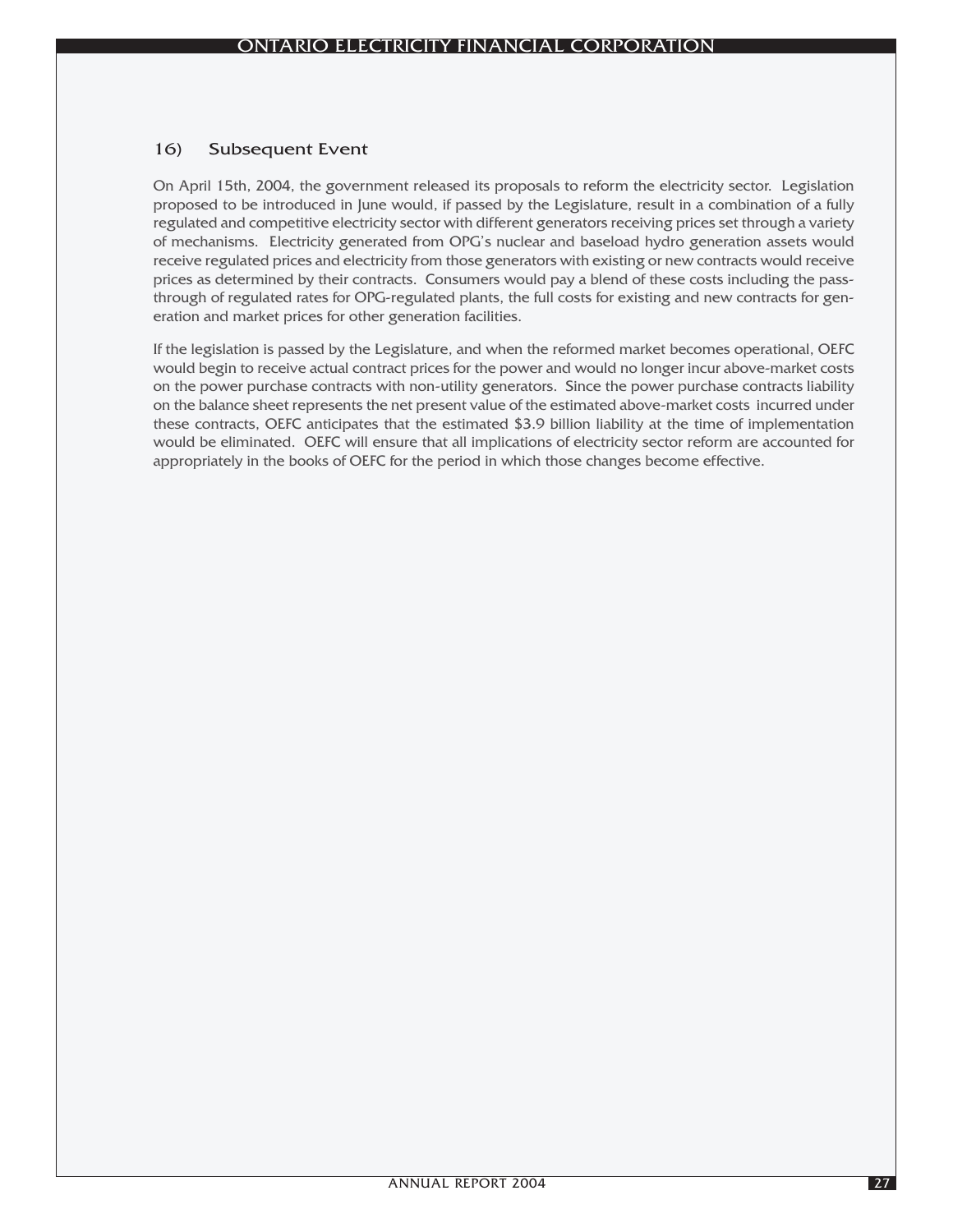### 16) Subsequent Event

On April 15th, 2004, the government released its proposals to reform the electricity sector. Legislation proposed to be introduced in June would, if passed by the Legislature, result in a combination of a fully regulated and competitive electricity sector with different generators receiving prices set through a variety of mechanisms. Electricity generated from OPG's nuclear and baseload hydro generation assets would receive regulated prices and electricity from those generators with existing or new contracts would receive prices as determined by their contracts. Consumers would pay a blend of these costs including the pass-through of regulated rates for OPG-regulated plants, the full costs for existing and new contracts for generation and market prices for other generation facilities.

If the legislation is passed by the Legislature, and when the reformed market becomes operational, OEFC would begin to receive actual contract prices for the power and would no longer incur above-market costs on the power purchase contracts with non-utility generators. Since the power purchase contracts liability on the balance sheet represents the net present value of the estimated above-market costs incurred under these contracts, OEFC anticipates that the estimated $3.9 billion liability at the time of implementation would be eliminated. OEFC will ensure that all implications of electricity sector reform are accounted for appropriately in the books of OEFC for the period in which those changes become effective.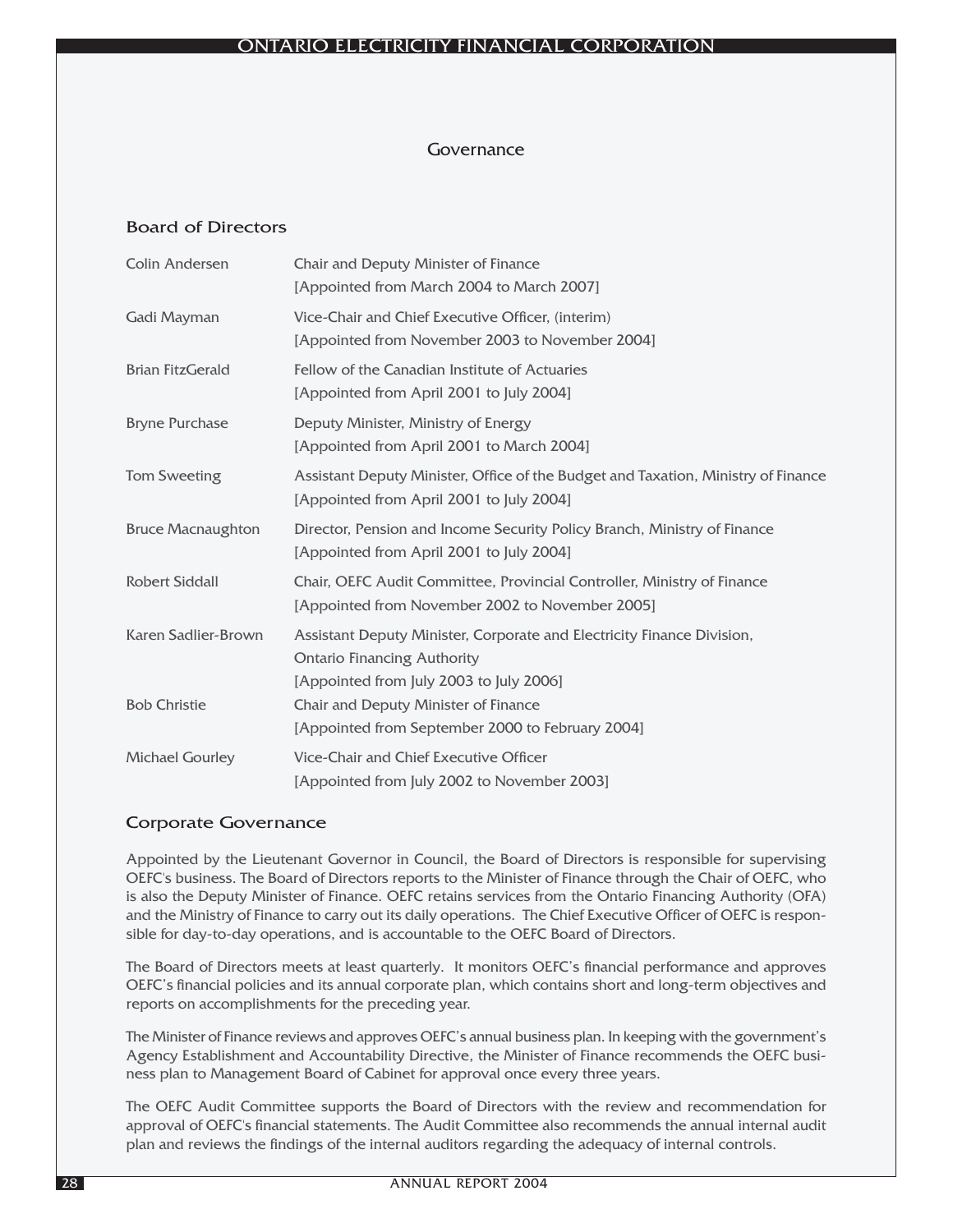# Governance

## Board of Directors

| | |
|---|---|
| Colin Andersen | Chair and Deputy Minister of Finance<br>[Appointed from March 2004 to March 2007] |
| Gadi Mayman | Vice-Chair and Chief Executive Officer, (interim)<br>[Appointed from November 2003 to November 2004] |
| Brian FitzGerald | Fellow of the Canadian Institute of Actuaries<br>[Appointed from April 2001 to July 2004] |
| Bryne Purchase | Deputy Minister, Ministry of Energy<br>[Appointed from April 2001 to March 2004] |
| Tom Sweeting | Assistant Deputy Minister, Office of the Budget and Taxation, Ministry of Finance<br>[Appointed from April 2001 to July 2004] |
| Bruce Macnaughton | Director, Pension and Income Security Policy Branch, Ministry of Finance<br>[Appointed from April 2001 to July 2004] |
| Robert Siddall | Chair, OEFC Audit Committee, Provincial Controller, Ministry of Finance<br>[Appointed from November 2002 to November 2005] |
| Karen Sadlier-Brown | Assistant Deputy Minister, Corporate and Electricity Finance Division, Ontario Financing Authority<br>[Appointed from July 2003 to July 2006] |
| Bob Christie | Chair and Deputy Minister of Finance<br>[Appointed from September 2000 to February 2004] |
| Michael Gourley | Vice-Chair and Chief Executive Officer<br>[Appointed from July 2002 to November 2003] |

## Corporate Governance

Appointed by the Lieutenant Governor in Council, the Board of Directors is responsible for supervising OEFC's business. The Board of Directors reports to the Minister of Finance through the Chair of OEFC, who is also the Deputy Minister of Finance. OEFC retains services from the Ontario Financing Authority (OFA) and the Ministry of Finance to carry out its daily operations. The Chief Executive Officer of OEFC is responsible for day-to-day operations, and is accountable to the OEFC Board of Directors.

The Board of Directors meets at least quarterly. It monitors OEFC's financial performance and approves OEFC's financial policies and its annual corporate plan, which contains short and long-term objectives and reports on accomplishments for the preceding year.

The Minister of Finance reviews and approves OEFC's annual business plan. In keeping with the government's Agency Establishment and Accountability Directive, the Minister of Finance recommends the OEFC business plan to Management Board of Cabinet for approval once every three years.

The OEFC Audit Committee supports the Board of Directors with the review and recommendation for approval of OEFC's financial statements. The Audit Committee also recommends the annual internal audit plan and reviews the findings of the internal auditors regarding the adequacy of internal controls.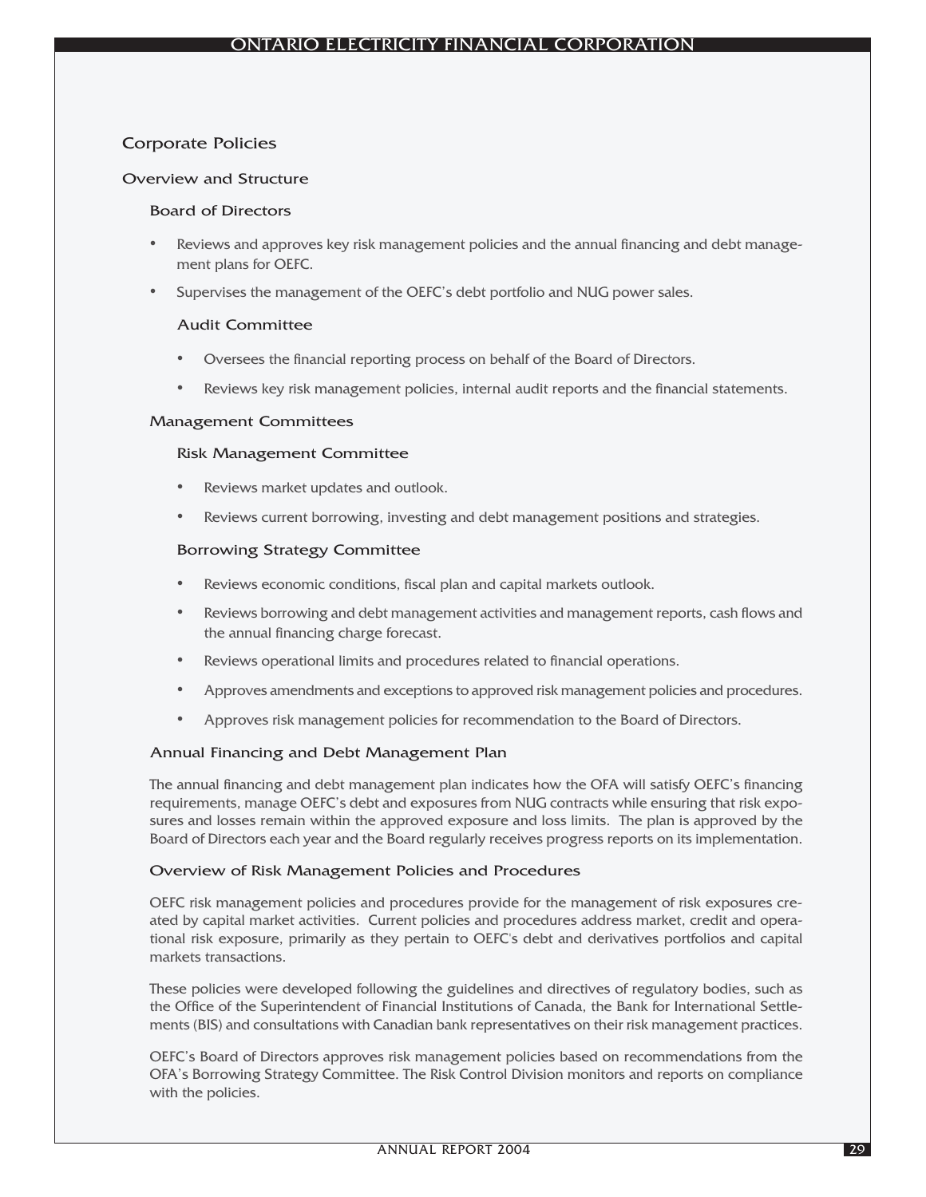# Corporate Policies

## Overview and Structure

### Board of Directors

- Reviews and approves key risk management policies and the annual financing and debt management plans for OEFC.
- Supervises the management of the OEFC's debt portfolio and NUG power sales.

#### Audit Committee

- Oversees the financial reporting process on behalf of the Board of Directors.
- Reviews key risk management policies, internal audit reports and the financial statements.

### Management Committees

#### Risk Management Committee

- Reviews market updates and outlook.
- Reviews current borrowing, investing and debt management positions and strategies.

#### Borrowing Strategy Committee

- Reviews economic conditions, fiscal plan and capital markets outlook.
- Reviews borrowing and debt management activities and management reports, cash flows and the annual financing charge forecast.
- Reviews operational limits and procedures related to financial operations.
- Approves amendments and exceptions to approved risk management policies and procedures.
- Approves risk management policies for recommendation to the Board of Directors.

### Annual Financing and Debt Management Plan

The annual financing and debt management plan indicates how the OFA will satisfy OEFC's financing requirements, manage OEFC's debt and exposures from NUG contracts while ensuring that risk exposures and losses remain within the approved exposure and loss limits. The plan is approved by the Board of Directors each year and the Board regularly receives progress reports on its implementation.

### Overview of Risk Management Policies and Procedures

OEFC risk management policies and procedures provide for the management of risk exposures created by capital market activities. Current policies and procedures address market, credit and operational risk exposure, primarily as they pertain to OEFC's debt and derivatives portfolios and capital markets transactions.

These policies were developed following the guidelines and directives of regulatory bodies, such as the Office of the Superintendent of Financial Institutions of Canada, the Bank for International Settlements (BIS) and consultations with Canadian bank representatives on their risk management practices.

OEFC's Board of Directors approves risk management policies based on recommendations from the OFA's Borrowing Strategy Committee. The Risk Control Division monitors and reports on compliance with the policies.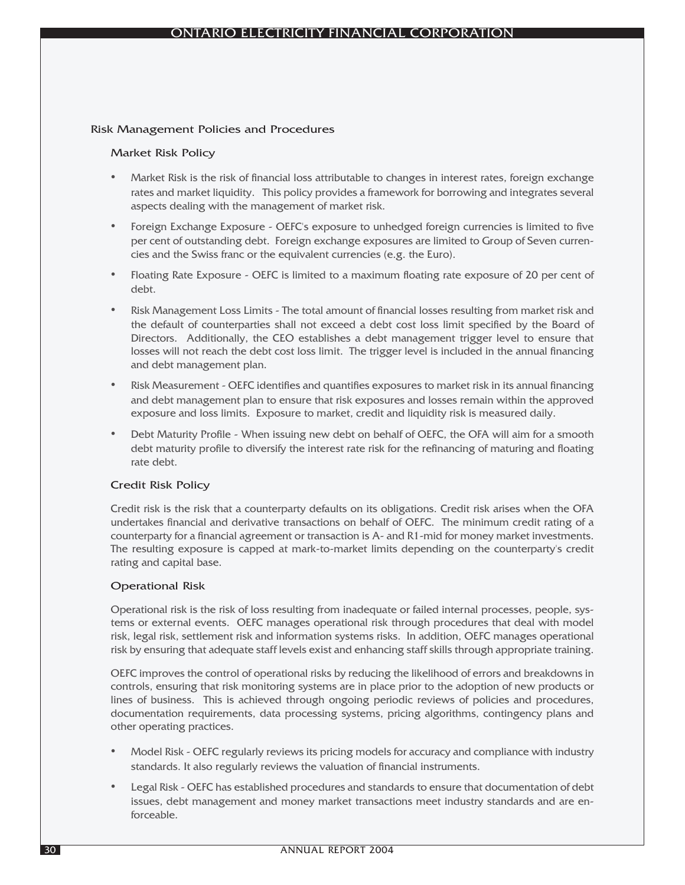## Risk Management Policies and Procedures

### Market Risk Policy

- Market Risk is the risk of financial loss attributable to changes in interest rates, foreign exchange rates and market liquidity. This policy provides a framework for borrowing and integrates several aspects dealing with the management of market risk.
- Foreign Exchange Exposure - OEFC's exposure to unhedged foreign currencies is limited to five per cent of outstanding debt. Foreign exchange exposures are limited to Group of Seven currencies and the Swiss franc or the equivalent currencies (e.g. the Euro).
- Floating Rate Exposure - OEFC is limited to a maximum floating rate exposure of 20 per cent of debt.
- Risk Management Loss Limits - The total amount of financial losses resulting from market risk and the default of counterparties shall not exceed a debt cost loss limit specified by the Board of Directors. Additionally, the CEO establishes a debt management trigger level to ensure that losses will not reach the debt cost loss limit. The trigger level is included in the annual financing and debt management plan.
- Risk Measurement - OEFC identifies and quantifies exposures to market risk in its annual financing and debt management plan to ensure that risk exposures and losses remain within the approved exposure and loss limits. Exposure to market, credit and liquidity risk is measured daily.
- Debt Maturity Profile - When issuing new debt on behalf of OEFC, the OFA will aim for a smooth debt maturity profile to diversify the interest rate risk for the refinancing of maturing and floating rate debt.

### Credit Risk Policy

Credit risk is the risk that a counterparty defaults on its obligations. Credit risk arises when the OFA undertakes financial and derivative transactions on behalf of OEFC. The minimum credit rating of a counterparty for a financial agreement or transaction is A- and R1-mid for money market investments. The resulting exposure is capped at mark-to-market limits depending on the counterparty's credit rating and capital base.

### Operational Risk

Operational risk is the risk of loss resulting from inadequate or failed internal processes, people, systems or external events. OEFC manages operational risk through procedures that deal with model risk, legal risk, settlement risk and information systems risks. In addition, OEFC manages operational risk by ensuring that adequate staff levels exist and enhancing staff skills through appropriate training.

OEFC improves the control of operational risks by reducing the likelihood of errors and breakdowns in controls, ensuring that risk monitoring systems are in place prior to the adoption of new products or lines of business. This is achieved through ongoing periodic reviews of policies and procedures, documentation requirements, data processing systems, pricing algorithms, contingency plans and other operating practices.

- Model Risk - OEFC regularly reviews its pricing models for accuracy and compliance with industry standards. It also regularly reviews the valuation of financial instruments.
- Legal Risk - OEFC has established procedures and standards to ensure that documentation of debt issues, debt management and money market transactions meet industry standards and are enforceable.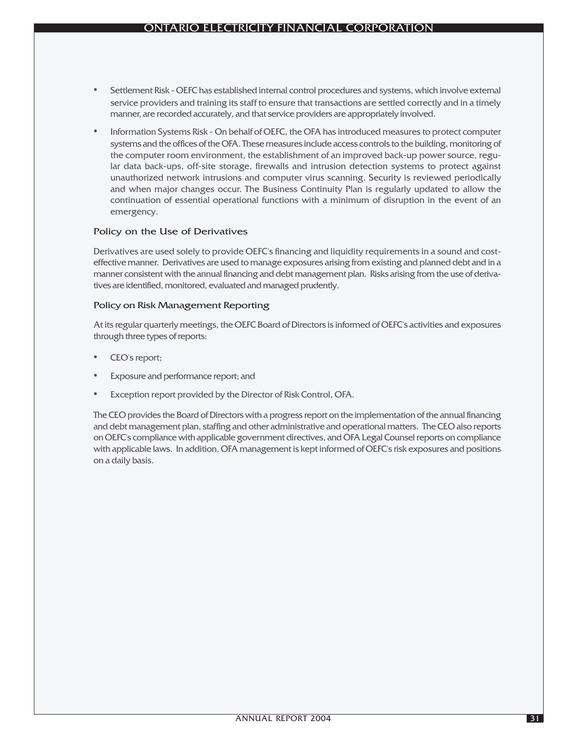- Settlement Risk - OEFC has established internal control procedures and systems, which involve external service providers and training its staff to ensure that transactions are settled correctly and in a timely manner, are recorded accurately, and that service providers are appropriately involved.
- Information Systems Risk - On behalf of OEFC, the OFA has introduced measures to protect computer systems and the offices of the OFA. These measures include access controls to the building, monitoring of the computer room environment, the establishment of an improved back-up power source, regular data back-ups, off-site storage, firewalls and intrusion detection systems to protect against unauthorized network intrusions and computer virus scanning. Security is reviewed periodically and when major changes occur. The Business Continuity Plan is regularly updated to allow the continuation of essential operational functions with a minimum of disruption in the event of an emergency.

### Policy on the Use of Derivatives

Derivatives are used solely to provide OEFC's financing and liquidity requirements in a sound and cost-effective manner. Derivatives are used to manage exposures arising from existing and planned debt and in a manner consistent with the annual financing and debt management plan. Risks arising from the use of derivatives are identified, monitored, evaluated and managed prudently.

### Policy on Risk Management Reporting

At its regular quarterly meetings, the OEFC Board of Directors is informed of OEFC's activities and exposures through three types of reports:

- CEO's report;
- Exposure and performance report; and
- Exception report provided by the Director of Risk Control, OFA.

The CEO provides the Board of Directors with a progress report on the implementation of the annual financing and debt management plan, staffing and other administrative and operational matters. The CEO also reports on OEFC's compliance with applicable government directives, and OFA Legal Counsel reports on compliance with applicable laws. In addition, OFA management is kept informed of OEFC's risk exposures and positions on a daily basis.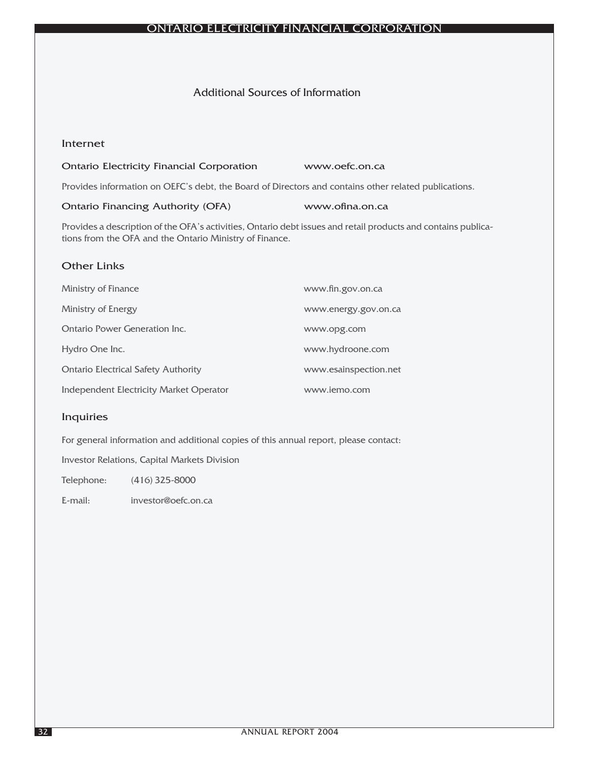# Additional Sources of Information

## Internet

**Ontario Electricity Financial Corporation** www.oefc.on.ca

Provides information on OEFC's debt, the Board of Directors and contains other related publications.

**Ontario Financing Authority (OFA)** www.ofina.on.ca

Provides a description of the OFA's activities, Ontario debt issues and retail products and contains publications from the OFA and the Ontario Ministry of Finance.

## Other Links

| | |
|---|---|
| Ministry of Finance | www.fin.gov.on.ca |
| Ministry of Energy | www.energy.gov.on.ca |
| Ontario Power Generation Inc. | www.opg.com |
| Hydro One Inc. | www.hydroone.com |
| Ontario Electrical Safety Authority | www.esainspection.net |
| Independent Electricity Market Operator | www.iemo.com |

## Inquiries

For general information and additional copies of this annual report, please contact:

Investor Relations, Capital Markets Division

Telephone: (416) 325-8000

E-mail: investor@oefc.on.ca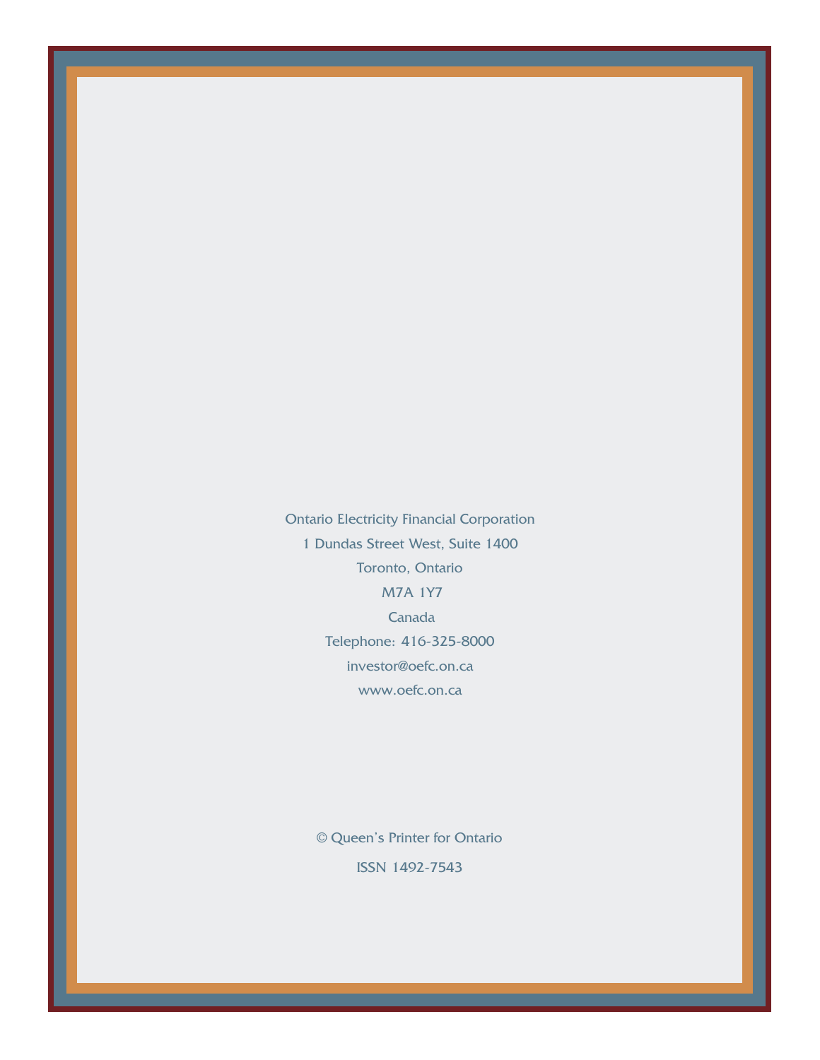Ontario Electricity Financial Corporation

1 Dundas Street West, Suite 1400

Toronto, Ontario

M7A 1Y7

Canada

Telephone: 416-325-8000

investor@oefc.on.ca

www.oefc.on.ca

© Queen's Printer for Ontario

ISSN 1492-7543